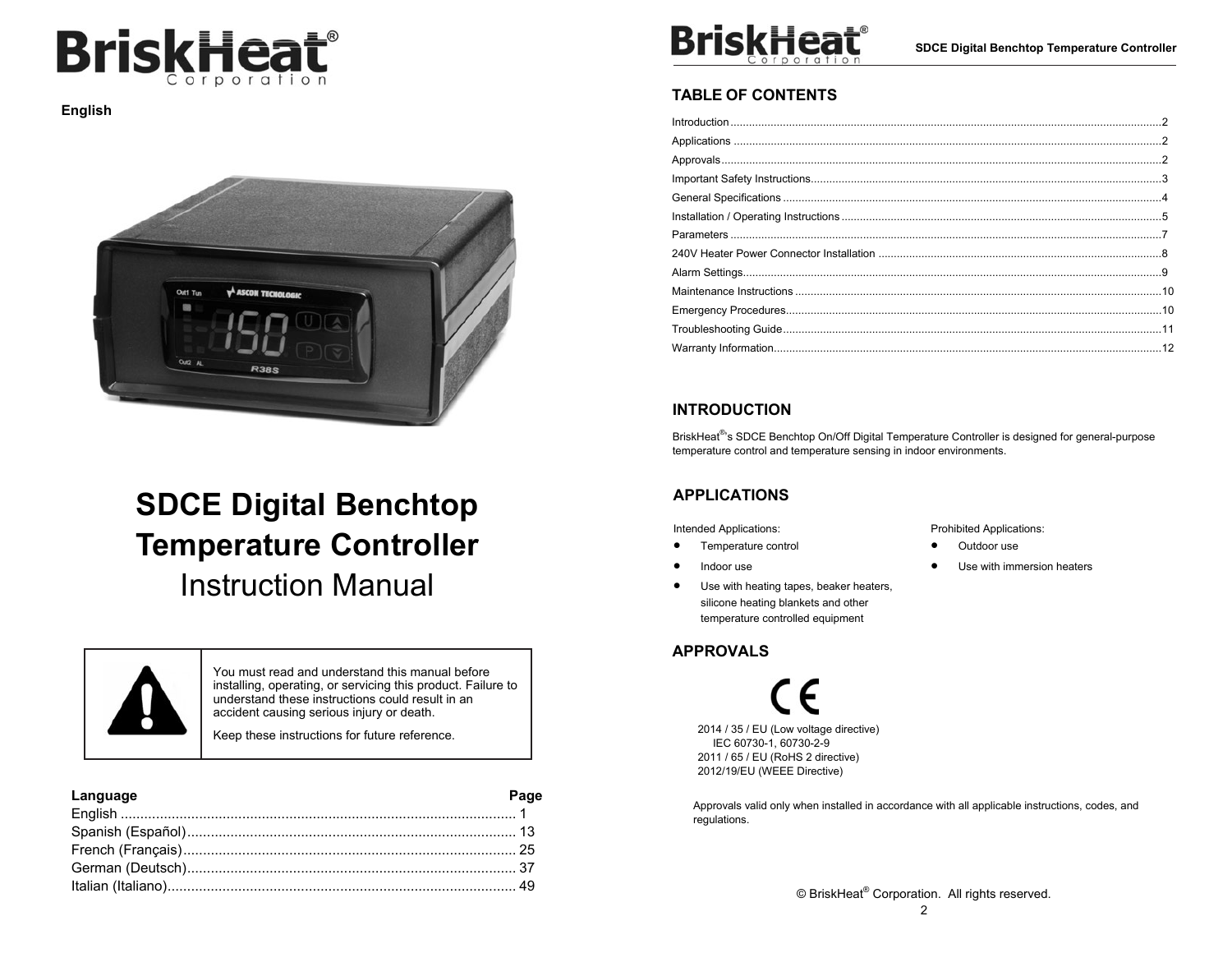BriskHeat® Corporation

**English**

# SDCE Digital Benchtop Temperature Controller

Instruction Manual

| | |
|---|---|
| ⚠ | You must read and understand this manual before installing, operating, or servicing this product. Failure to understand these instructions could result in an accident causing serious injury or death.<br><br>Keep these instructions for future reference. |

| Language | Page |
|---|---|
| English | 1 |
| Spanish (Español) | 13 |
| French (Français) | 25 |
| German (Deutsch) | 37 |
| Italian (Italiano) | 49 |

## TABLE OF CONTENTS

| | |
|---|---|
| Introduction | 2 |
| Applications | 2 |
| Approvals | 2 |
| Important Safety Instructions | 3 |
| General Specifications | 4 |
| Installation / Operating Instructions | 5 |
| Parameters | 7 |
| 240V Heater Power Connector Installation | 8 |
| Alarm Settings | 9 |
| Maintenance Instructions | 10 |
| Emergency Procedures | 10 |
| Troubleshooting Guide | 11 |
| Warranty Information | 12 |

## INTRODUCTION

BriskHeat®'s SDCE Benchtop On/Off Digital Temperature Controller is designed for general-purpose temperature control and temperature sensing in indoor environments.

## APPLICATIONS

Intended Applications:

- Temperature control
- Indoor use
- Use with heating tapes, beaker heaters, silicone heating blankets and other temperature controlled equipment

Prohibited Applications:

- Outdoor use
- Use with immersion heaters

## APPROVALS

CE

2014 / 35 / EU (Low voltage directive)
IEC 60730-1, 60730-2-9
2011 / 65 / EU (RoHS 2 directive)
2012/19/EU (WEEE Directive)

Approvals valid only when installed in accordance with all applicable instructions, codes, and regulations.

© BriskHeat® Corporation. All rights reserved.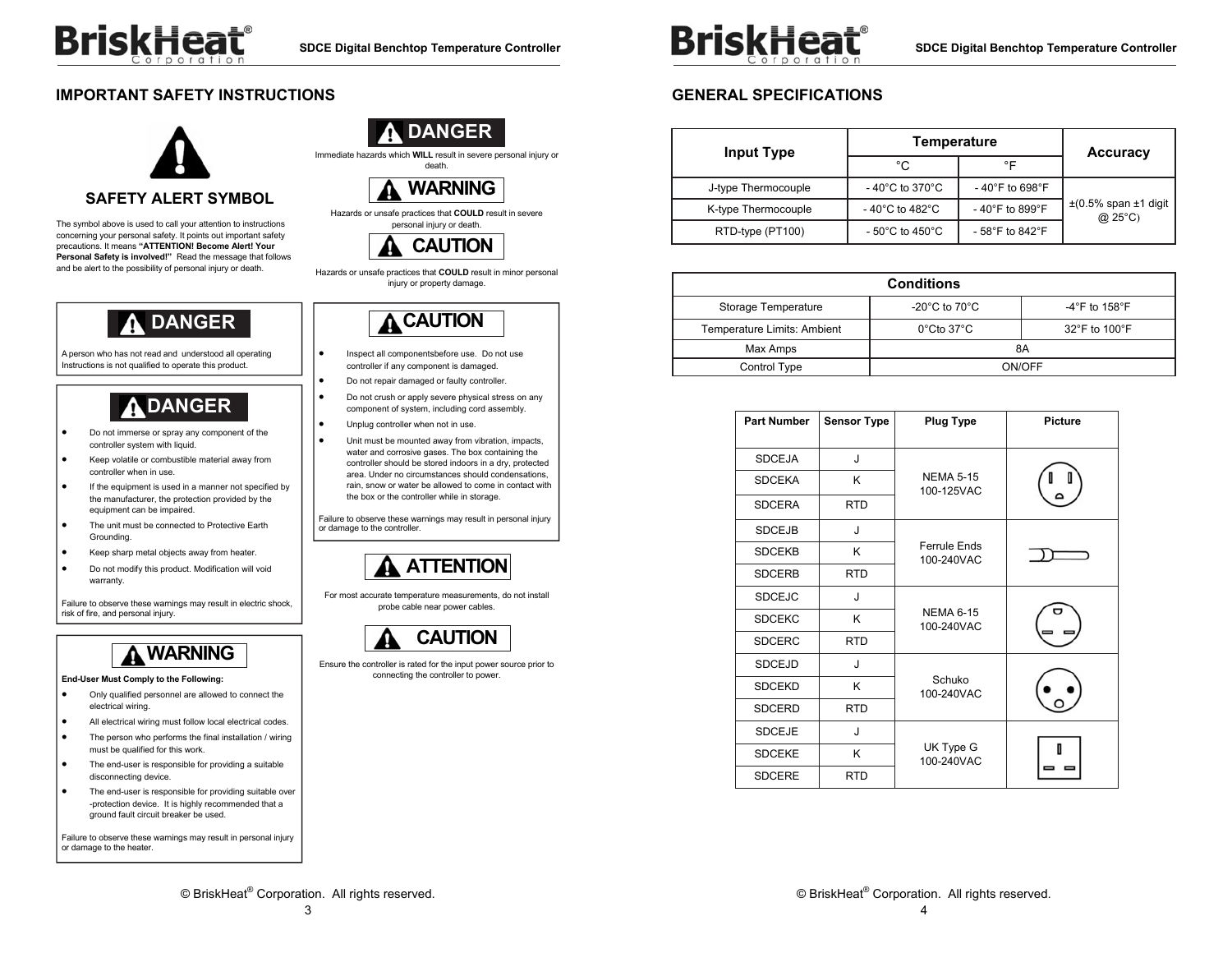## IMPORTANT SAFETY INSTRUCTIONS

### SAFETY ALERT SYMBOL

The symbol above is used to call your attention to instructions concerning your personal safety. It points out important safety precautions. It means **"ATTENTION! Become Alert! Your Personal Safety is involved!"** Read the message that follows and be alert to the possibility of personal injury or death.

**DANGER**

Immediate hazards which **WILL** result in severe personal injury or death.

**WARNING**

Hazards or unsafe practices that **COULD** result in severe personal injury or death.

**CAUTION**

Hazards or unsafe practices that **COULD** result in minor personal injury or property damage.

**DANGER**

A person who has not read and understood all operating Instructions is not qualified to operate this product.

**DANGER**

- Do not immerse or spray any component of the controller system with liquid.
- Keep volatile or combustible material away from controller when in use.
- If the equipment is used in a manner not specified by the manufacturer, the protection provided by the equipment can be impaired.
- The unit must be connected to Protective Earth Grounding.
- Keep sharp metal objects away from heater.
- Do not modify this product. Modification will void warranty.

Failure to observe these warnings may result in electric shock, risk of fire, and personal injury.

**WARNING**

**End-User Must Comply to the Following:**

- Only qualified personnel are allowed to connect the electrical wiring.
- All electrical wiring must follow local electrical codes.
- The person who performs the final installation / wiring must be qualified for this work.
- The end-user is responsible for providing a suitable disconnecting device.
- The end-user is responsible for providing suitable over -protection device. It is highly recommended that a ground fault circuit breaker be used.

Failure to observe these warnings may result in personal injury or damage to the heater.

**CAUTION**

- Inspect all componentsbefore use. Do not use controller if any component is damaged.
- Do not repair damaged or faulty controller.
- Do not crush or apply severe physical stress on any component of system, including cord assembly.
- Unplug controller when not in use.
- Unit must be mounted away from vibration, impacts, water and corrosive gases. The box containing the controller should be stored indoors in a dry, protected area. Under no circumstances should condensations, rain, snow or water be allowed to come in contact with the box or the controller while in storage.

Failure to observe these warnings may result in personal injury or damage to the controller.

**ATTENTION**

For most accurate temperature measurements, do not install probe cable near power cables.

**CAUTION**

Ensure the controller is rated for the input power source prior to connecting the controller to power.

## GENERAL SPECIFICATIONS

| Input Type | Temperature | | Accuracy |
|---|---|---|---|
| | °C | °F | |
| J-type Thermocouple | - 40°C to 370°C | - 40°F to 698°F | ±(0.5% span ±1 digit @ 25°C) |
| K-type Thermocouple | - 40°C to 482°C | - 40°F to 899°F | |
| RTD-type (PT100) | - 50°C to 450°C | - 58°F to 842°F | |

| Conditions | | |
|---|---|---|
| Storage Temperature | -20°C to 70°C | -4°F to 158°F |
| Temperature Limits: Ambient | 0°Cto 37°C | 32°F to 100°F |
| Max Amps | 8A | |
| Control Type | ON/OFF | |

| Part Number | Sensor Type | Plug Type | Picture |
|---|---|---|---|
| SDCEJA | J | NEMA 5-15 100-125VAC | |
| SDCEKA | K | | |
| SDCERA | RTD | | |
| SDCEJB | J | Ferrule Ends 100-240VAC | |
| SDCEKB | K | | |
| SDCERB | RTD | | |
| SDCEJC | J | NEMA 6-15 100-240VAC | |
| SDCEKC | K | | |
| SDCERC | RTD | | |
| SDCEJD | J | Schuko 100-240VAC | |
| SDCEKD | K | | |
| SDCERD | RTD | | |
| SDCEJE | J | UK Type G 100-240VAC | |
| SDCEKE | K | | |
| SDCERE | RTD | | |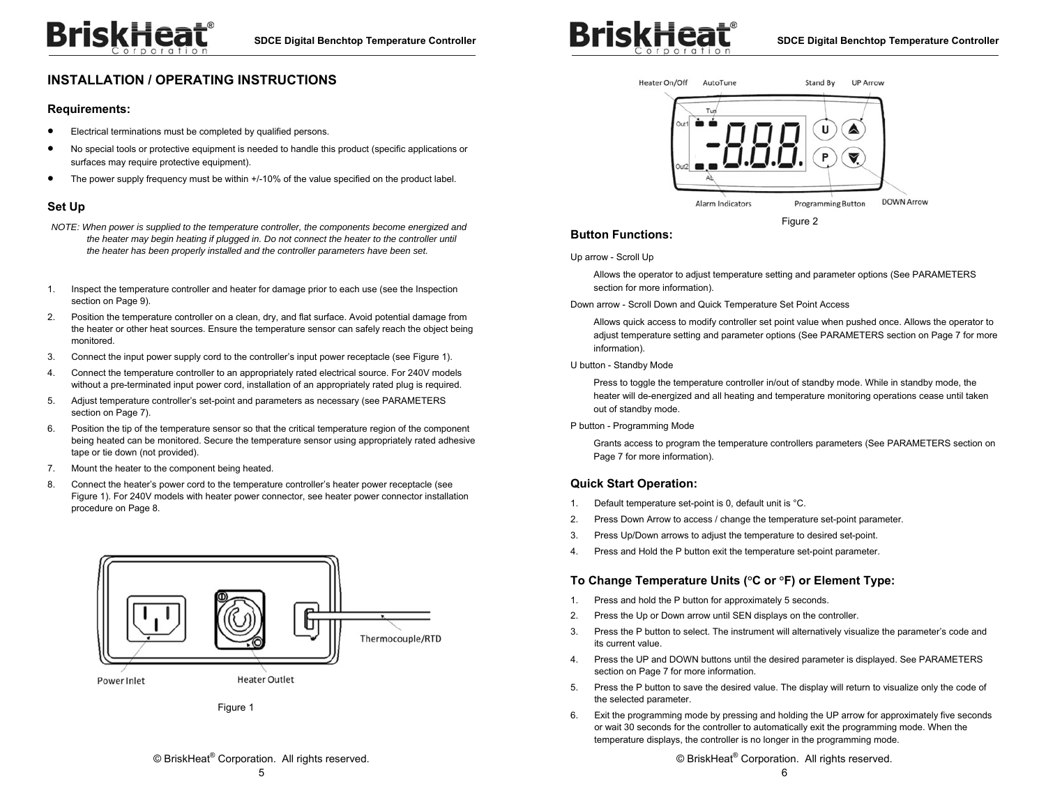## INSTALLATION / OPERATING INSTRUCTIONS

### Requirements:

- Electrical terminations must be completed by qualified persons.
- No special tools or protective equipment is needed to handle this product (specific applications or surfaces may require protective equipment).
- The power supply frequency must be within +/-10% of the value specified on the product label.

### Set Up

*NOTE: When power is supplied to the temperature controller, the components become energized and the heater may begin heating if plugged in. Do not connect the heater to the controller until the heater has been properly installed and the controller parameters have been set.*

1. Inspect the temperature controller and heater for damage prior to each use (see the Inspection section on Page 9).
2. Position the temperature controller on a clean, dry, and flat surface. Avoid potential damage from the heater or other heat sources. Ensure the temperature sensor can safely reach the object being monitored.
3. Connect the input power supply cord to the controller's input power receptacle (see Figure 1).
4. Connect the temperature controller to an appropriately rated electrical source. For 240V models without a pre-terminated input power cord, installation of an appropriately rated plug is required.
5. Adjust temperature controller's set-point and parameters as necessary (see PARAMETERS section on Page 7).
6. Position the tip of the temperature sensor so that the critical temperature region of the component being heated can be monitored. Secure the temperature sensor using appropriately rated adhesive tape or tie down (not provided).
7. Mount the heater to the component being heated.
8. Connect the heater's power cord to the temperature controller's heater power receptacle (see Figure 1). For 240V models with heater power connector, see heater power connector installation procedure on Page 8.

Power Inlet — Heater Outlet — Thermocouple/RTD

Figure 1

Heater On/Off — AutoTune — Stand By — UP Arrow — Alarm Indicators — Programming Button — DOWN Arrow

Figure 2

### Button Functions:

Up arrow - Scroll Up

Allows the operator to adjust temperature setting and parameter options (See PARAMETERS section for more information).

Down arrow - Scroll Down and Quick Temperature Set Point Access

Allows quick access to modify controller set point value when pushed once. Allows the operator to adjust temperature setting and parameter options (See PARAMETERS section on Page 7 for more information).

U button - Standby Mode

Press to toggle the temperature controller in/out of standby mode. While in standby mode, the heater will de-energized and all heating and temperature monitoring operations cease until taken out of standby mode.

P button - Programming Mode

Grants access to program the temperature controllers parameters (See PARAMETERS section on Page 7 for more information).

### Quick Start Operation:

1. Default temperature set-point is 0, default unit is °C.
2. Press Down Arrow to access / change the temperature set-point parameter.
3. Press Up/Down arrows to adjust the temperature to desired set-point.
4. Press and Hold the P button exit the temperature set-point parameter.

### To Change Temperature Units (°C or °F) or Element Type:

1. Press and hold the P button for approximately 5 seconds.
2. Press the Up or Down arrow until SEN displays on the controller.
3. Press the P button to select. The instrument will alternatively visualize the parameter's code and its current value.
4. Press the UP and DOWN buttons until the desired parameter is displayed. See PARAMETERS section on Page 7 for more information.
5. Press the P button to save the desired value. The display will return to visualize only the code of the selected parameter.
6. Exit the programming mode by pressing and holding the UP arrow for approximately five seconds or wait 30 seconds for the controller to automatically exit the programming mode. When the temperature displays, the controller is no longer in the programming mode.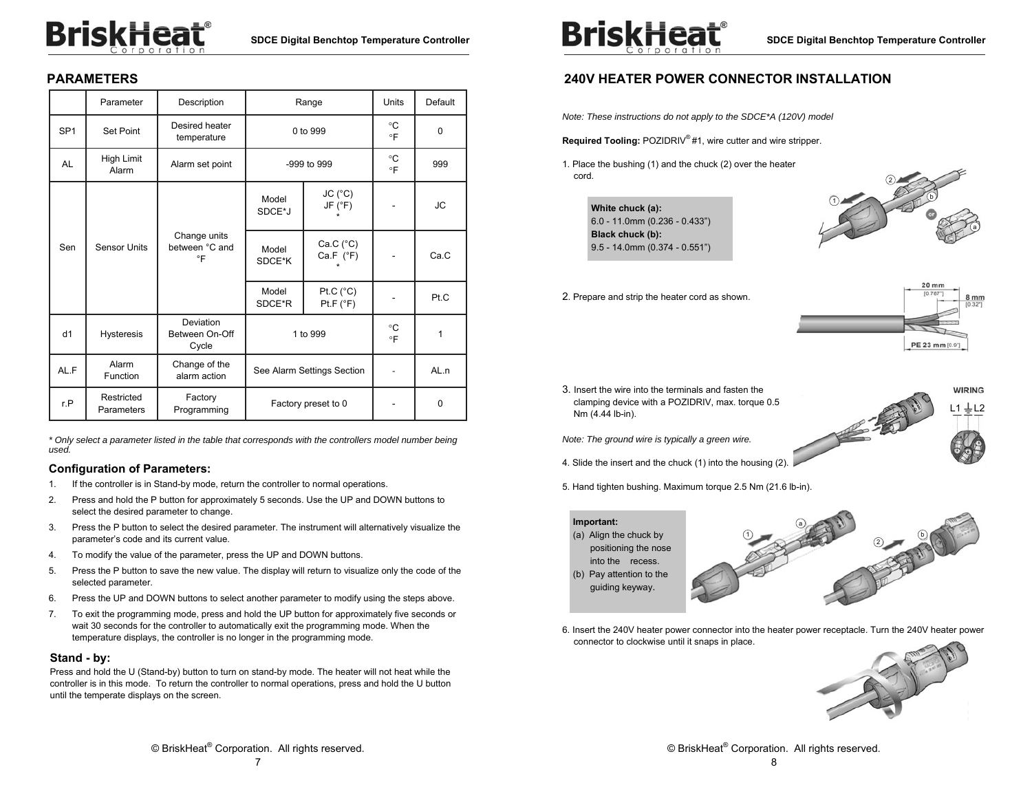## PARAMETERS

| | Parameter | Description | Range | | Units | Default |
|---|---|---|---|---|---|---|
| SP1 | Set Point | Desired heater temperature | 0 to 999 | | °C °F | 0 |
| AL | High Limit Alarm | Alarm set point | -999 to 999 | | °C °F | 999 |
| Sen | Sensor Units | Change units between °C and °F | Model SDCE*J | JC (°C) JF (°F) * | - | JC |
| | | | Model SDCE*K | Ca.C (°C) Ca.F (°F) * | - | Ca.C |
| | | | Model SDCE*R | Pt.C (°C) Pt.F (°F) | - | Pt.C |
| d1 | Hysteresis | Deviation Between On-Off Cycle | 1 to 999 | | °C °F | 1 |
| AL.F | Alarm Function | Change of the alarm action | See Alarm Settings Section | | - | AL.n |
| r.P | Restricted Parameters | Factory Programming | Factory preset to 0 | | - | 0 |

*\* Only select a parameter listed in the table that corresponds with the controllers model number being used.*

### Configuration of Parameters:

1. If the controller is in Stand-by mode, return the controller to normal operations.
2. Press and hold the P button for approximately 5 seconds. Use the UP and DOWN buttons to select the desired parameter to change.
3. Press the P button to select the desired parameter. The instrument will alternatively visualize the parameter's code and its current value.
4. To modify the value of the parameter, press the UP and DOWN buttons.
5. Press the P button to save the new value. The display will return to visualize only the code of the selected parameter.
6. Press the UP and DOWN buttons to select another parameter to modify using the steps above.
7. To exit the programming mode, press and hold the UP button for approximately five seconds or wait 30 seconds for the controller to automatically exit the programming mode. When the temperature displays, the controller is no longer in the programming mode.

### Stand - by:

Press and hold the U (Stand-by) button to turn on stand-by mode. The heater will not heat while the controller is in this mode. To return the controller to normal operations, press and hold the U button until the temperate displays on the screen.

## 240V HEATER POWER CONNECTOR INSTALLATION

*Note: These instructions do not apply to the SDCE*A (120V) model*

**Required Tooling:** POZIDRIV® #1, wire cutter and wire stripper.

1. Place the bushing (1) and the chuck (2) over the heater cord.

**White chuck (a):**
6.0 - 11.0mm (0.236 - 0.433")
**Black chuck (b):**
9.5 - 14.0mm (0.374 - 0.551")

2. Prepare and strip the heater cord as shown.

20 mm [0.787"] 8 mm [0.32"] PE 23 mm [0.9"]

3. Insert the wire into the terminals and fasten the clamping device with a POZIDRIV, max. torque 0.5 Nm (4.44 lb-in).

WIRING L1 ⏚ L2

*Note: The ground wire is typically a green wire.*

4. Slide the insert and the chuck (1) into the housing (2).
5. Hand tighten bushing. Maximum torque 2.5 Nm (21.6 lb-in).

**Important:**
(a) Align the chuck by positioning the nose into the recess.
(b) Pay attention to the guiding keyway.

6. Insert the 240V heater power connector into the heater power receptacle. Turn the 240V heater power connector to clockwise until it snaps in place.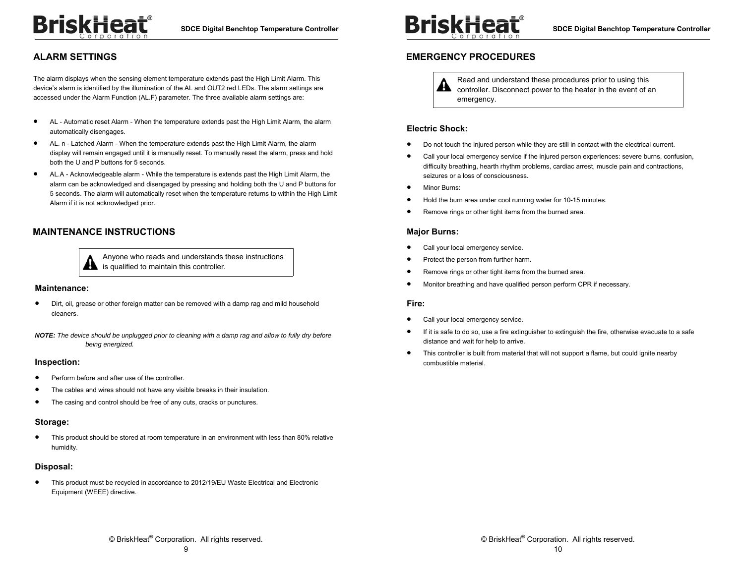## ALARM SETTINGS

The alarm displays when the sensing element temperature extends past the High Limit Alarm. This device's alarm is identified by the illumination of the AL and OUT2 red LEDs. The alarm settings are accessed under the Alarm Function (AL.F) parameter. The three available alarm settings are:

- AL - Automatic reset Alarm - When the temperature extends past the High Limit Alarm, the alarm automatically disengages.
- AL. n - Latched Alarm - When the temperature extends past the High Limit Alarm, the alarm display will remain engaged until it is manually reset. To manually reset the alarm, press and hold both the U and P buttons for 5 seconds.
- AL.A - Acknowledgeable alarm - While the temperature is extends past the High Limit Alarm, the alarm can be acknowledged and disengaged by pressing and holding both the U and P buttons for 5 seconds. The alarm will automatically reset when the temperature returns to within the High Limit Alarm if it is not acknowledged prior.

## MAINTENANCE INSTRUCTIONS

> Anyone who reads and understands these instructions is qualified to maintain this controller.

### Maintenance:

- Dirt, oil, grease or other foreign matter can be removed with a damp rag and mild household cleaners.

***NOTE:*** *The device should be unplugged prior to cleaning with a damp rag and allow to fully dry before being energized.*

### Inspection:

- Perform before and after use of the controller.
- The cables and wires should not have any visible breaks in their insulation.
- The casing and control should be free of any cuts, cracks or punctures.

### Storage:

- This product should be stored at room temperature in an environment with less than 80% relative humidity.

### Disposal:

- This product must be recycled in accordance to 2012/19/EU Waste Electrical and Electronic Equipment (WEEE) directive.

## EMERGENCY PROCEDURES

> Read and understand these procedures prior to using this controller. Disconnect power to the heater in the event of an emergency.

### Electric Shock:

- Do not touch the injured person while they are still in contact with the electrical current.
- Call your local emergency service if the injured person experiences: severe burns, confusion, difficulty breathing, hearth rhythm problems, cardiac arrest, muscle pain and contractions, seizures or a loss of consciousness.
- Minor Burns:
- Hold the burn area under cool running water for 10-15 minutes.
- Remove rings or other tight items from the burned area.

### Major Burns:

- Call your local emergency service.
- Protect the person from further harm.
- Remove rings or other tight items from the burned area.
- Monitor breathing and have qualified person perform CPR if necessary.

### Fire:

- Call your local emergency service.
- If it is safe to do so, use a fire extinguisher to extinguish the fire, otherwise evacuate to a safe distance and wait for help to arrive.
- This controller is built from material that will not support a flame, but could ignite nearby combustible material.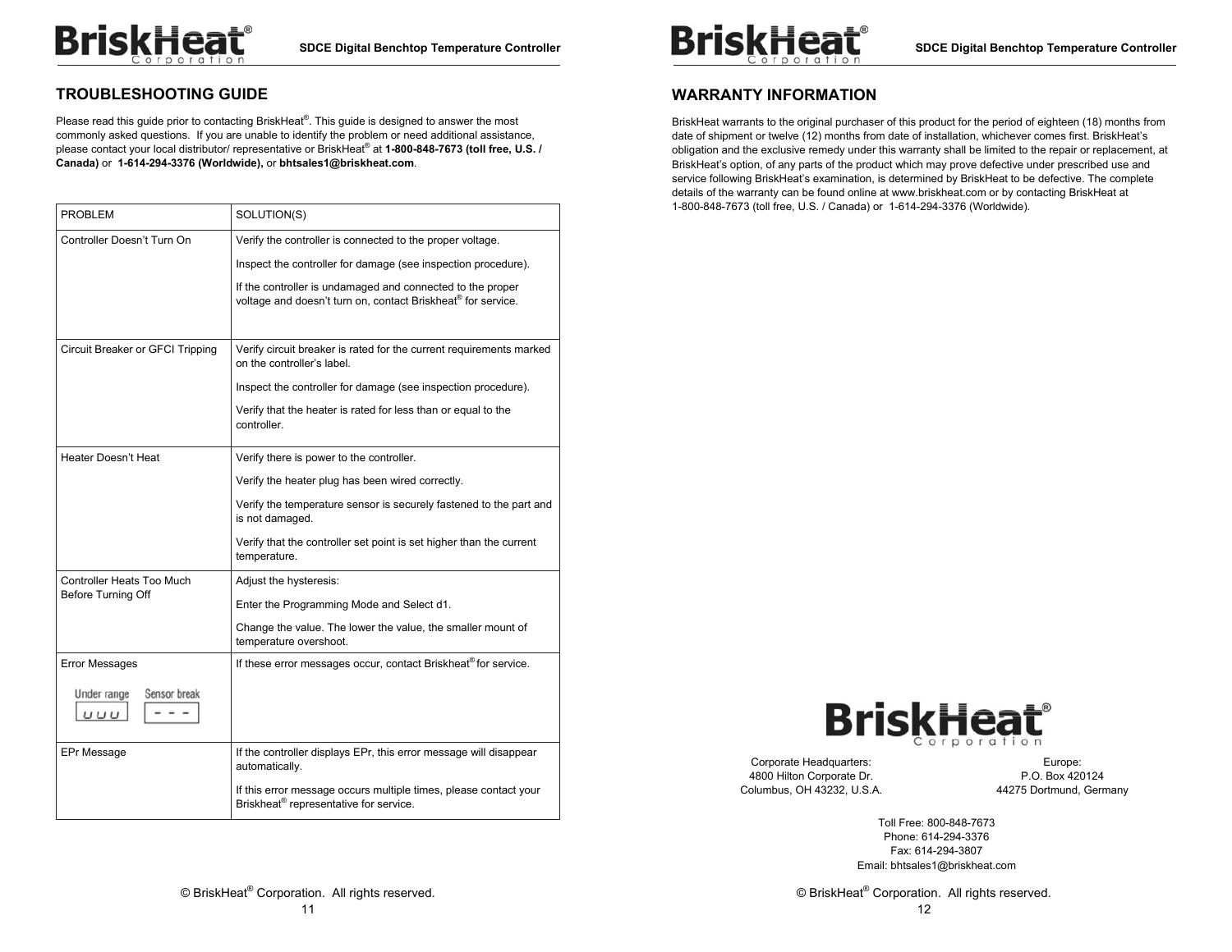## TROUBLESHOOTING GUIDE

Please read this guide prior to contacting BriskHeat®. This guide is designed to answer the most commonly asked questions. If you are unable to identify the problem or need additional assistance, please contact your local distributor/ representative or BriskHeat® at **1-800-848-7673 (toll free, U.S. / Canada)** or **1-614-294-3376 (Worldwide),** or **bhtsales1@briskheat.com**.

| PROBLEM | SOLUTION(S) |
|---|---|
| Controller Doesn't Turn On | Verify the controller is connected to the proper voltage.<br><br>Inspect the controller for damage (see inspection procedure).<br><br>If the controller is undamaged and connected to the proper voltage and doesn't turn on, contact Briskheat® for service. |
| Circuit Breaker or GFCI Tripping | Verify circuit breaker is rated for the current requirements marked on the controller's label.<br><br>Inspect the controller for damage (see inspection procedure).<br><br>Verify that the heater is rated for less than or equal to the controller. |
| Heater Doesn't Heat | Verify there is power to the controller.<br><br>Verify the heater plug has been wired correctly.<br><br>Verify the temperature sensor is securely fastened to the part and is not damaged.<br><br>Verify that the controller set point is set higher than the current temperature. |
| Controller Heats Too Much Before Turning Off | Adjust the hysteresis:<br><br>Enter the Programming Mode and Select d1.<br><br>Change the value. The lower the value, the smaller mount of temperature overshoot. |
| Error Messages<br><br>Under range: uuu<br>Sensor break: - - - | If these error messages occur, contact Briskheat® for service. |
| EPr Message | If the controller displays EPr, this error message will disappear automatically.<br><br>If this error message occurs multiple times, please contact your Briskheat® representative for service. |

© BriskHeat® Corporation. All rights reserved.

## WARRANTY INFORMATION

BriskHeat warrants to the original purchaser of this product for the period of eighteen (18) months from date of shipment or twelve (12) months from date of installation, whichever comes first. BriskHeat's obligation and the exclusive remedy under this warranty shall be limited to the repair or replacement, at BriskHeat's option, of any parts of the product which may prove defective under prescribed use and service following BriskHeat's examination, is determined by BriskHeat to be defective. The complete details of the warranty can be found online at www.briskheat.com or by contacting BriskHeat at 1-800-848-7673 (toll free, U.S. / Canada) or 1-614-294-3376 (Worldwide).

BriskHeat Corporation

Corporate Headquarters:
4800 Hilton Corporate Dr.
Columbus, OH 43232, U.S.A.

Europe:
P.O. Box 420124
44275 Dortmund, Germany

Toll Free: 800-848-7673
Phone: 614-294-3376
Fax: 614-294-3807
Email: bhtsales1@briskheat.com

© BriskHeat® Corporation. All rights reserved.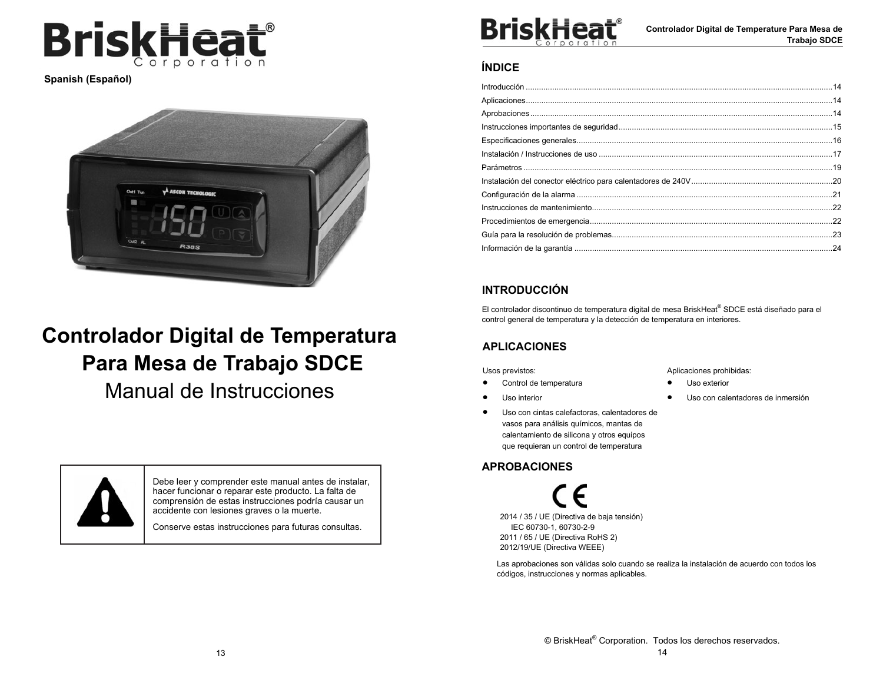**Spanish (Español)**

# Controlador Digital de Temperatura Para Mesa de Trabajo SDCE

## Manual de Instrucciones

| | |
|---|---|
| ⚠ | Debe leer y comprender este manual antes de instalar, hacer funcionar o reparar este producto. La falta de comprensión de estas instrucciones podría causar un accidente con lesiones graves o la muerte.<br><br>Conserve estas instrucciones para futuras consultas. |

## ÍNDICE

Introducción ........................................................................14
Aplicaciones........................................................................14
Aprobaciones.......................................................................14
Instrucciones importantes de seguridad...............................15
Especificaciones generales..................................................16
Instalación / Instrucciones de uso .......................................17
Parámetros ..........................................................................19
Instalación del conector eléctrico para calentadores de 240V...20
Configuración de la alarma ..................................................21
Instrucciones de mantenimiento...........................................22
Procedimientos de emergencia............................................22
Guía para la resolución de problemas..................................23
Información de la garantía ...................................................24

## INTRODUCCIÓN

El controlador discontinuo de temperatura digital de mesa BriskHeat® SDCE está diseñado para el control general de temperatura y la detección de temperatura en interiores.

## APLICACIONES

Usos previstos:

- Control de temperatura
- Uso interior
- Uso con cintas calefactoras, calentadores de vasos para análisis químicos, mantas de calentamiento de silicona y otros equipos que requieran un control de temperatura

Aplicaciones prohibidas:

- Uso exterior
- Uso con calentadores de inmersión

## APROBACIONES

CE

2014 / 35 / UE (Directiva de baja tensión)
IEC 60730-1, 60730-2-9
2011 / 65 / UE (Directiva RoHS 2)
2012/19/UE (Directiva WEEE)

Las aprobaciones son válidas solo cuando se realiza la instalación de acuerdo con todos los códigos, instrucciones y normas aplicables.

© BriskHeat® Corporation. Todos los derechos reservados.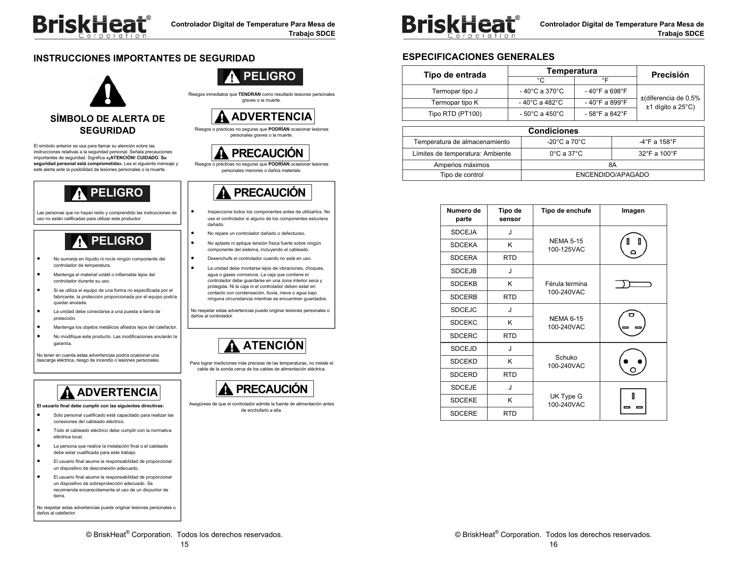## INSTRUCCIONES IMPORTANTES DE SEGURIDAD

### SÍMBOLO DE ALERTA DE SEGURIDAD

El símbolo anterior se usa para llamar su atención sobre las instrucciones relativas a la seguridad personal. Señala precauciones importantes de seguridad. Significa **«¡ATENCIÓN! CUIDADO. Su seguridad personal está comprometida»**. Lea el siguiente mensaje y esté alerta ante la posibilidad de lesiones personales o la muerte.

**PELIGRO**

Riesgos inmediatos que **TENDRÁN** como resultado lesiones personales graves o la muerte.

**ADVERTENCIA**

Riesgos o prácticas no seguras que **PODRÍAN** ocasionar lesiones personales graves o la muerte.

**PRECAUCIÓN**

Riesgos o prácticas no seguras que **PODRÍAN** ocasionar lesiones personales menores o daños materiales.

**PELIGRO**

Las personas que no hayan leído y comprendido las instrucciones de uso no están calificadas para utilizar este productor.

**PELIGRO**

- No sumerja en líquido ni rocíe ningún componente del controlador de temperatura.
- Mantenga el material volátil o inflamable lejos del controlador durante su uso.
- Si se utiliza el equipo de una forma no especificada por el fabricante, la protección proporcionada por el equipo podría quedar anulada.
- La unidad debe conectarse a una puesta a tierra de protección.
- Mantenga los objetos metálicos afilados lejos del calefactor.
- No modifique este producto. Las modificaciones anularán la garantía.

No tener en cuenta estas advertencias podría ocasionar una descarga eléctrica, riesgo de incendio o lesiones personales.

**ADVERTENCIA**

**El usuario final debe cumplir con las siguientes directivas:**

- Solo personal cualificado está capacitado para realizar las conexiones del cableado eléctrico.
- Todo el cableado eléctrico debe cumplir con la normativa eléctrica local.
- La persona que realice la instalación final o el cableado debe estar cualificada para este trabajo.
- El usuario final asume la responsabilidad de proporcionar un dispositivo de desconexión adecuado.
- El usuario final asume la responsabilidad de proporcionar un dispositivo de sobreprotección adecuado. Se recomienda encarecidamente el uso de un disyuntor de tierra.

No respetar estas advertencias puede originar lesiones personales o daños al calefactor.

**PRECAUCIÓN**

- Inspeccione todos los componentes antes de utilizarlos. No use el controlador si alguno de los componentes estuviera dañado.
- No repare un controlador dañado o defectuoso.
- No aplaste ni aplique tensión física fuerte sobre ningún componente del sistema, incluyendo el cableado.
- Desenchufe el controlador cuando no esté en uso.
- La unidad debe montarse lejos de vibraciones, choques, agua o gases corrosivos. La caja que contiene el controlador debe guardarse en una zona interior seca y protegida. Ni la caja ni el controlador deben estar en contacto con condensación, lluvia, nieve o agua bajo ninguna circunstancia mientras se encuentren guardados.

No respetar estas advertencias puede originar lesiones personales o daños al controlador.

**ATENCIÓN**

Para lograr mediciones más precisas de las temperaturas, no instale el cable de la sonda cerca de los cables de alimentación eléctrica.

**PRECAUCIÓN**

Asegúrese de que el controlador admite la fuente de alimentación antes de enchufarlo a ella.

## ESPECIFICACIONES GENERALES

| Tipo de entrada | Temperatura | | Precisión |
|---|---|---|---|
| | °C | °F | |
| Termopar tipo J | - 40°C a 370°C | - 40°F a 698°F | ±(diferencia de 0,5% ±1 dígito a 25°C) |
| Termopar tipo K | - 40°C a 482°C | - 40°F a 899°F | |
| Tipo RTD (PT100) | - 50°C a 450°C | - 58°F a 842°F | |

| Condiciones | | |
|---|---|---|
| Temperatura de almacenamiento | -20°C a 70°C | -4°F a 158°F |
| Límites de temperatura: Ambiente | 0°C a 37°C | 32°F a 100°F |
| Amperios máximos | 8A | |
| Tipo de control | ENCENDIDO/APAGADO | |

| Numero de parte | Tipo de sensor | Tipo de enchufe | Imagen |
|---|---|---|---|
| SDCEJA | J | NEMA 5-15 100-125VAC | |
| SDCEKA | K | | |
| SDCERA | RTD | | |
| SDCEJB | J | Férula termina 100-240VAC | |
| SDCEKB | K | | |
| SDCERB | RTD | | |
| SDCEJC | J | NEMA 6-15 100-240VAC | |
| SDCEKC | K | | |
| SDCERC | RTD | | |
| SDCEJD | J | Schuko 100-240VAC | |
| SDCEKD | K | | |
| SDCERD | RTD | | |
| SDCEJE | J | UK Type G 100-240VAC | |
| SDCEKE | K | | |
| SDCERE | RTD | | |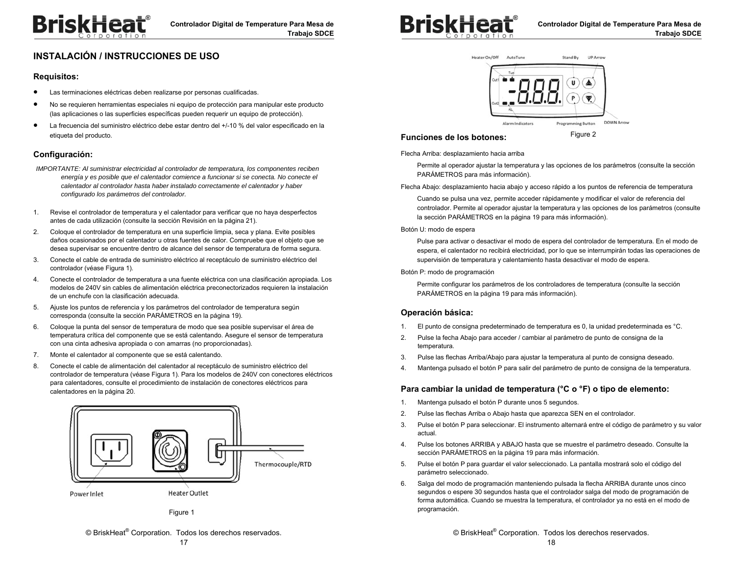## INSTALACIÓN / INSTRUCCIONES DE USO

### Requisitos:

- Las terminaciones eléctricas deben realizarse por personas cualificadas.
- No se requieren herramientas especiales ni equipo de protección para manipular este producto (las aplicaciones o las superficies específicas pueden requerir un equipo de protección).
- La frecuencia del suministro eléctrico debe estar dentro del +/-10 % del valor especificado en la etiqueta del producto.

### Configuración:

*IMPORTANTE: Al suministrar electricidad al controlador de temperatura, los componentes reciben energía y es posible que el calentador comience a funcionar si se conecta. No conecte el calentador al controlador hasta haber instalado correctamente el calentador y haber configurado los parámetros del controlador.*

1. Revise el controlador de temperatura y el calentador para verificar que no haya desperfectos antes de cada utilización (consulte la sección Revisión en la página 21).
2. Coloque el controlador de temperatura en una superficie limpia, seca y plana. Evite posibles daños ocasionados por el calentador u otras fuentes de calor. Compruebe que el objeto que se desea supervisar se encuentre dentro de alcance del sensor de temperatura de forma segura.
3. Conecte el cable de entrada de suministro eléctrico al receptáculo de suministro eléctrico del controlador (véase Figura 1).
4. Conecte el controlador de temperatura a una fuente eléctrica con una clasificación apropiada. Los modelos de 240V sin cables de alimentación eléctrica preconectorizados requieren la instalación de un enchufe con la clasificación adecuada.
5. Ajuste los puntos de referencia y los parámetros del controlador de temperatura según corresponda (consulte la sección PARÁMETROS en la página 19).
6. Coloque la punta del sensor de temperatura de modo que sea posible supervisar el área de temperatura crítica del componente que se está calentando. Asegure el sensor de temperatura con una cinta adhesiva apropiada o con amarras (no proporcionadas).
7. Monte el calentador al componente que se está calentando.
8. Conecte el cable de alimentación del calentador al receptáculo de suministro eléctrico del controlador de temperatura (véase Figura 1). Para los modelos de 240V con conectores eléctricos para calentadores, consulte el procedimiento de instalación de conectores eléctricos para calentadores en la página 20.

Power Inlet — Heater Outlet — Thermocouple/RTD

Figure 1

Heater On/Off — AutoTune — Stand By — UP Arrow — Alarm Indicators — Programming Button — DOWN Arrow

Figure 2

### Funciones de los botones:

Flecha Arriba: desplazamiento hacia arriba

Permite al operador ajustar la temperatura y las opciones de los parámetros (consulte la sección PARÁMETROS para más información).

Flecha Abajo: desplazamiento hacia abajo y acceso rápido a los puntos de referencia de temperatura

Cuando se pulsa una vez, permite acceder rápidamente y modificar el valor de referencia del controlador. Permite al operador ajustar la temperatura y las opciones de los parámetros (consulte la sección PARÁMETROS en la página 19 para más información).

Botón U: modo de espera

Pulse para activar o desactivar el modo de espera del controlador de temperatura. En el modo de espera, el calentador no recibirá electricidad, por lo que se interrumpirán todas las operaciones de supervisión de temperatura y calentamiento hasta desactivar el modo de espera.

Botón P: modo de programación

Permite configurar los parámetros de los controladores de temperatura (consulte la sección PARÁMETROS en la página 19 para más información).

### Operación básica:

1. El punto de consigna predeterminado de temperatura es 0, la unidad predeterminada es °C.
2. Pulse la fecha Abajo para acceder / cambiar al parámetro de punto de consigna de la temperatura.
3. Pulse las flechas Arriba/Abajo para ajustar la temperatura al punto de consigna deseado.
4. Mantenga pulsado el botón P para salir del parámetro de punto de consigna de la temperatura.

### Para cambiar la unidad de temperatura (°C o °F) o tipo de elemento:

1. Mantenga pulsado el botón P durante unos 5 segundos.
2. Pulse las flechas Arriba o Abajo hasta que aparezca SEN en el controlador.
3. Pulse el botón P para seleccionar. El instrumento alternará entre el código de parámetro y su valor actual.
4. Pulse los botones ARRIBA y ABAJO hasta que se muestre el parámetro deseado. Consulte la sección PARÁMETROS en la página 19 para más información.
5. Pulse el botón P para guardar el valor seleccionado. La pantalla mostrará solo el código del parámetro seleccionado.
6. Salga del modo de programación manteniendo pulsada la flecha ARRIBA durante unos cinco segundos o espere 30 segundos hasta que el controlador salga del modo de programación de forma automática. Cuando se muestra la temperatura, el controlador ya no está en el modo de programación.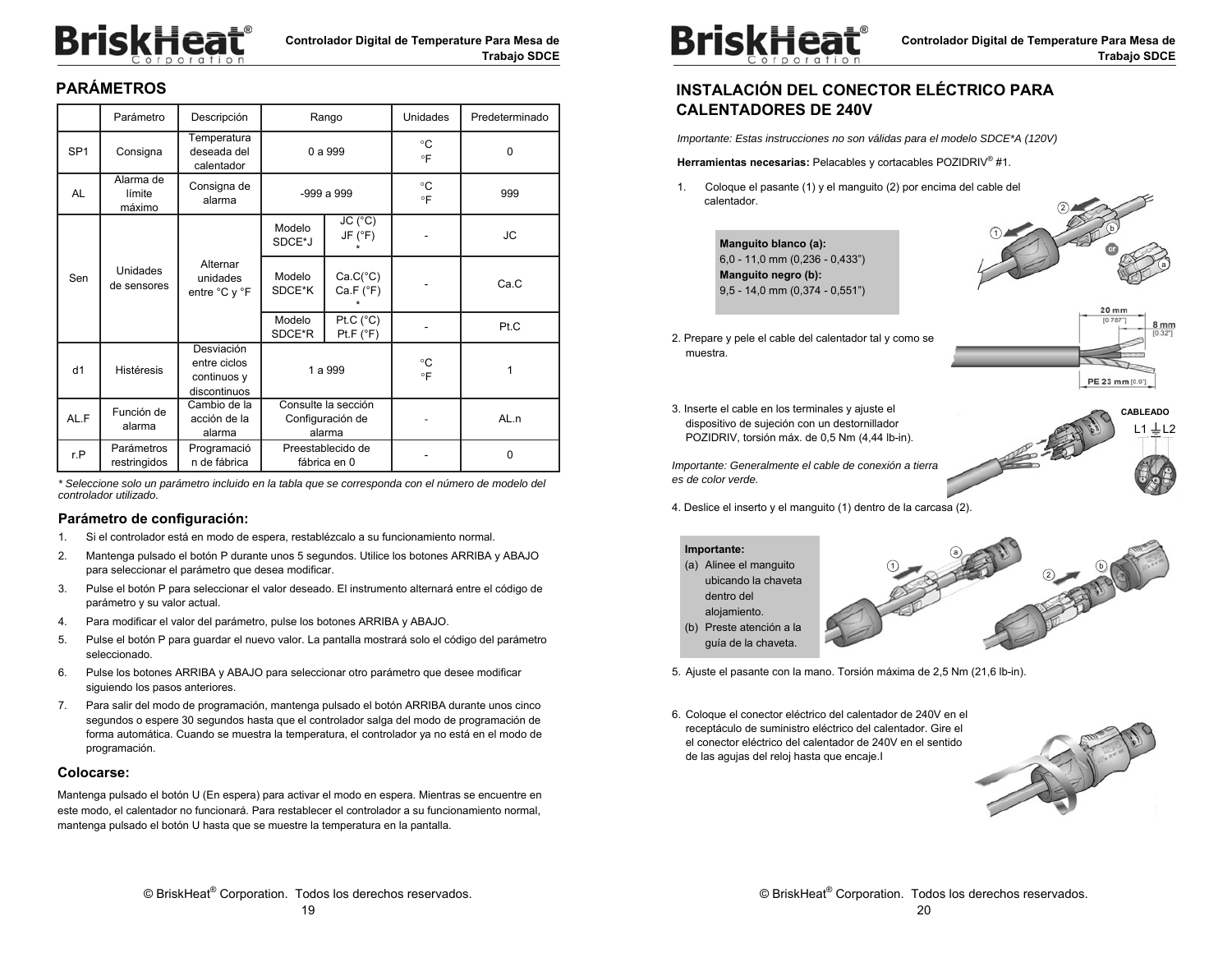## PARÁMETROS

| | Parámetro | Descripción | Rango | | Unidades | Predeterminado |
|---|---|---|---|---|---|---|
| SP1 | Consigna | Temperatura deseada del calentador | 0 a 999 | | °C °F | 0 |
| AL | Alarma de límite máximo | Consigna de alarma | -999 a 999 | | °C °F | 999 |
| Sen | Unidades de sensores | Alternar unidades entre °C y °F | Modelo SDCE*J | JC (°C) JF (°F) * | - | JC |
| | | | Modelo SDCE*K | Ca.C(°C) Ca.F (°F) * | - | Ca.C |
| | | | Modelo SDCE*R | Pt.C (°C) Pt.F (°F) | - | Pt.C |
| d1 | Histéresis | Desviación entre ciclos continuos y discontinuos | 1 a 999 | | °C °F | 1 |
| AL.F | Función de alarma | Cambio de la acción de la alarma | Consulte la sección Configuración de alarma | | - | AL.n |
| r.P | Parámetros restringidos | Programación de fábrica | Preestablecido de fábrica en 0 | | - | 0 |

*\* Seleccione solo un parámetro incluido en la tabla que se corresponda con el número de modelo del controlador utilizado.*

### Parámetro de configuración:

1. Si el controlador está en modo de espera, restablézcalo a su funcionamiento normal.
2. Mantenga pulsado el botón P durante unos 5 segundos. Utilice los botones ARRIBA y ABAJO para seleccionar el parámetro que desea modificar.
3. Pulse el botón P para seleccionar el valor deseado. El instrumento alternará entre el código de parámetro y su valor actual.
4. Para modificar el valor del parámetro, pulse los botones ARRIBA y ABAJO.
5. Pulse el botón P para guardar el nuevo valor. La pantalla mostrará solo el código del parámetro seleccionado.
6. Pulse los botones ARRIBA y ABAJO para seleccionar otro parámetro que desee modificar siguiendo los pasos anteriores.
7. Para salir del modo de programación, mantenga pulsado el botón ARRIBA durante unos cinco segundos o espere 30 segundos hasta que el controlador salga del modo de programación de forma automática. Cuando se muestra la temperatura, el controlador ya no está en el modo de programación.

### Colocarse:

Mantenga pulsado el botón U (En espera) para activar el modo en espera. Mientras se encuentre en este modo, el calentador no funcionará. Para restablecer el controlador a su funcionamiento normal, mantenga pulsado el botón U hasta que se muestre la temperatura en la pantalla.

## INSTALACIÓN DEL CONECTOR ELÉCTRICO PARA CALENTADORES DE 240V

*Importante: Estas instrucciones no son válidas para el modelo SDCE*A (120V)*

**Herramientas necesarias:** Pelacables y cortacables POZIDRIV® #1.

1. Coloque el pasante (1) y el manguito (2) por encima del cable del calentador.

**Manguito blanco (a):**
6,0 - 11,0 mm (0,236 - 0,433")
**Manguito negro (b):**
9,5 - 14,0 mm (0,374 - 0,551")

2. Prepare y pele el cable del calentador tal y como se muestra.

20 mm [0.787"]
8 mm [0.32"]
PE 23 mm [0.9"]

3. Inserte el cable en los terminales y ajuste el dispositivo de sujeción con un destornillador POZIDRIV, torsión máx. de 0,5 Nm (4,44 lb-in).

*Importante: Generalmente el cable de conexión a tierra es de color verde.*

CABLEADO
L1 ⏚ L2

4. Deslice el inserto y el manguito (1) dentro de la carcasa (2).

**Importante:**
(a) Alinee el manguito ubicando la chaveta dentro del alojamiento.
(b) Preste atención a la guía de la chaveta.

5. Ajuste el pasante con la mano. Torsión máxima de 2,5 Nm (21,6 lb-in).

6. Coloque el conector eléctrico del calentador de 240V en el receptáculo de suministro eléctrico del calentador. Gire el el conector eléctrico del calentador de 240V en el sentido de las agujas del reloj hasta que encaje.l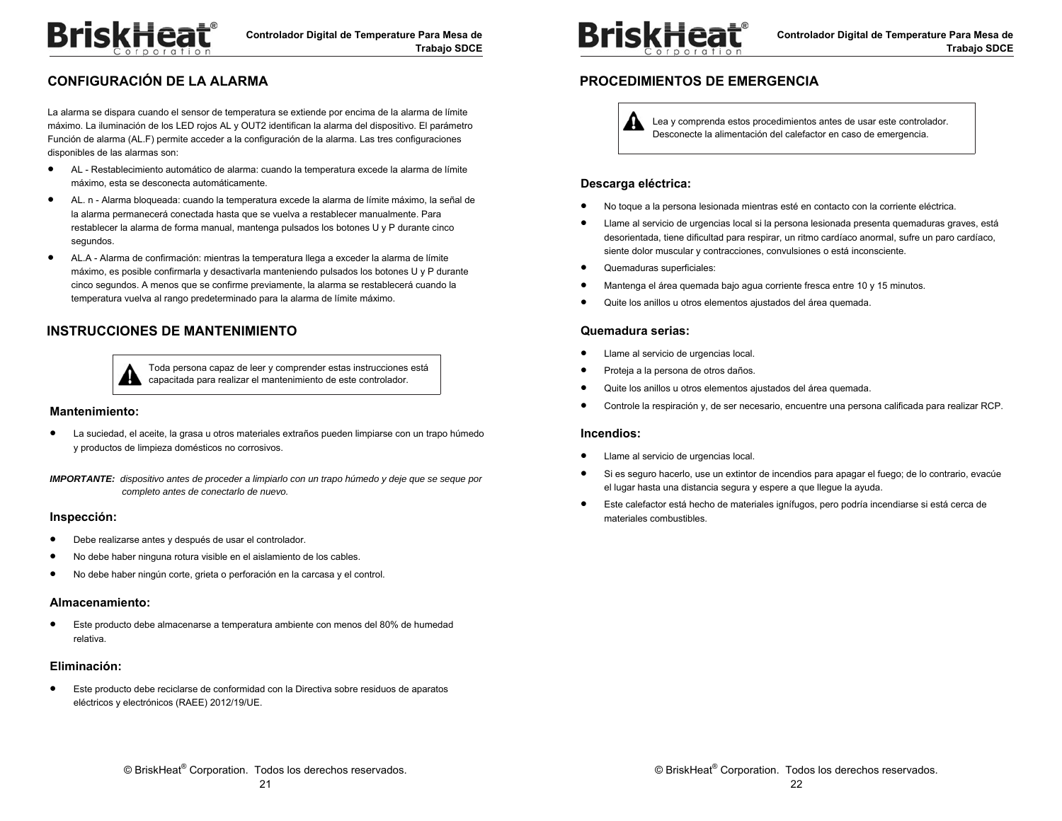## CONFIGURACIÓN DE LA ALARMA

La alarma se dispara cuando el sensor de temperatura se extiende por encima de la alarma de límite máximo. La iluminación de los LED rojos AL y OUT2 identifican la alarma del dispositivo. El parámetro Función de alarma (AL.F) permite acceder a la configuración de la alarma. Las tres configuraciones disponibles de las alarmas son:

- AL - Restablecimiento automático de alarma: cuando la temperatura excede la alarma de límite máximo, esta se desconecta automáticamente.
- AL. n - Alarma bloqueada: cuando la temperatura excede la alarma de límite máximo, la señal de la alarma permanecerá conectada hasta que se vuelva a restablecer manualmente. Para restablecer la alarma de forma manual, mantenga pulsados los botones U y P durante cinco segundos.
- AL.A - Alarma de confirmación: mientras la temperatura llega a exceder la alarma de límite máximo, es posible confirmarla y desactivarla manteniendo pulsados los botones U y P durante cinco segundos. A menos que se confirme previamente, la alarma se restablecerá cuando la temperatura vuelva al rango predeterminado para la alarma de límite máximo.

## INSTRUCCIONES DE MANTENIMIENTO

> Toda persona capaz de leer y comprender estas instrucciones está capacitada para realizar el mantenimiento de este controlador.

### Mantenimiento:

- La suciedad, el aceite, la grasa u otros materiales extraños pueden limpiarse con un trapo húmedo y productos de limpieza domésticos no corrosivos.

***IMPORTANTE:*** *dispositivo antes de proceder a limpiarlo con un trapo húmedo y deje que se seque por completo antes de conectarlo de nuevo.*

### Inspección:

- Debe realizarse antes y después de usar el controlador.
- No debe haber ninguna rotura visible en el aislamiento de los cables.
- No debe haber ningún corte, grieta o perforación en la carcasa y el control.

### Almacenamiento:

- Este producto debe almacenarse a temperatura ambiente con menos del 80% de humedad relativa.

### Eliminación:

- Este producto debe reciclarse de conformidad con la Directiva sobre residuos de aparatos eléctricos y electrónicos (RAEE) 2012/19/UE.

## PROCEDIMIENTOS DE EMERGENCIA

> Lea y comprenda estos procedimientos antes de usar este controlador. Desconecte la alimentación del calefactor en caso de emergencia.

### Descarga eléctrica:

- No toque a la persona lesionada mientras esté en contacto con la corriente eléctrica.
- Llame al servicio de urgencias local si la persona lesionada presenta quemaduras graves, está desorientada, tiene dificultad para respirar, un ritmo cardíaco anormal, sufre un paro cardíaco, siente dolor muscular y contracciones, convulsiones o está inconsciente.
- Quemaduras superficiales:
- Mantenga el área quemada bajo agua corriente fresca entre 10 y 15 minutos.
- Quite los anillos u otros elementos ajustados del área quemada.

### Quemadura serias:

- Llame al servicio de urgencias local.
- Proteja a la persona de otros daños.
- Quite los anillos u otros elementos ajustados del área quemada.
- Controle la respiración y, de ser necesario, encuentre una persona calificada para realizar RCP.

### Incendios:

- Llame al servicio de urgencias local.
- Si es seguro hacerlo, use un extintor de incendios para apagar el fuego; de lo contrario, evacúe el lugar hasta una distancia segura y espere a que llegue la ayuda.
- Este calefactor está hecho de materiales ignífugos, pero podría incendiarse si está cerca de materiales combustibles.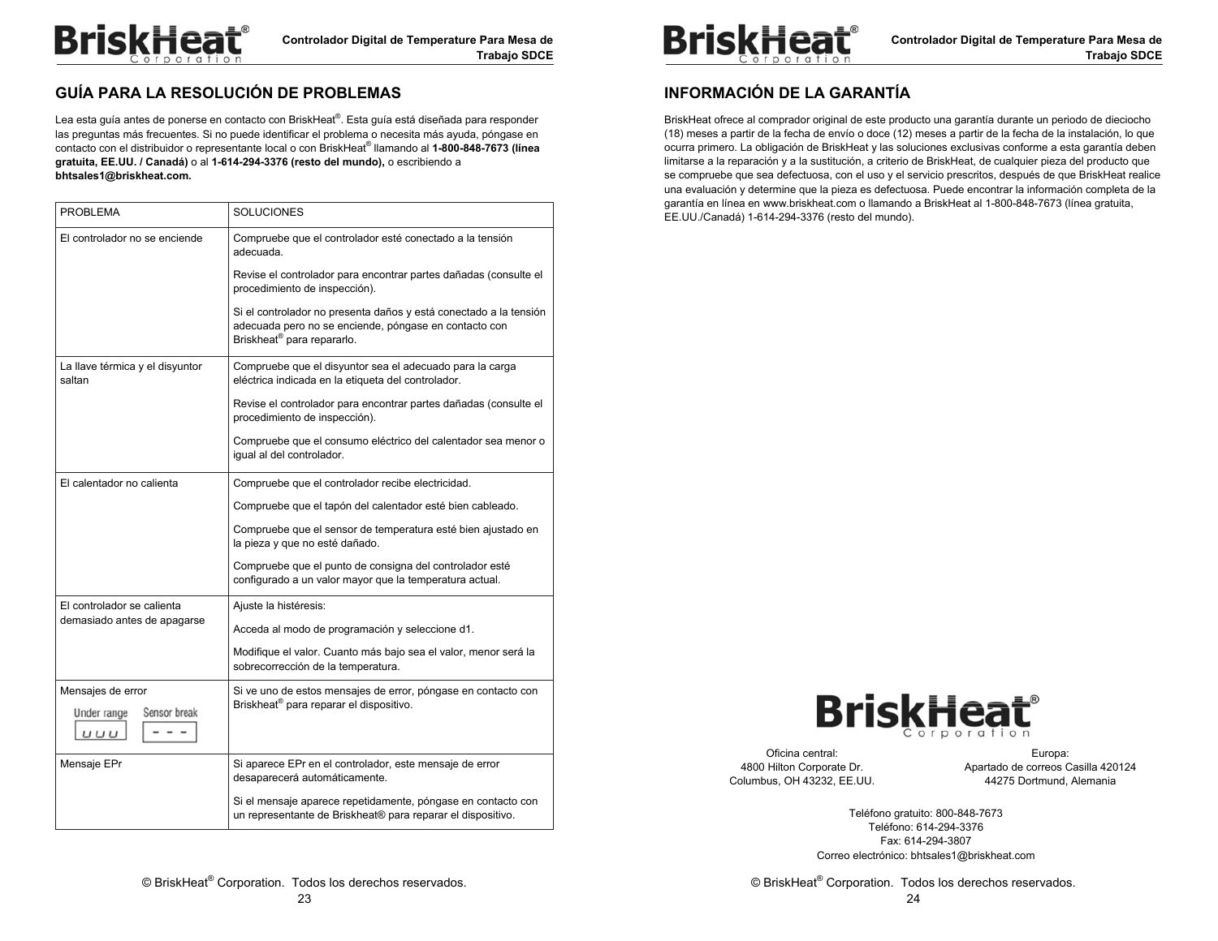## GUÍA PARA LA RESOLUCIÓN DE PROBLEMAS

Lea esta guía antes de ponerse en contacto con BriskHeat®. Esta guía está diseñada para responder las preguntas más frecuentes. Si no puede identificar el problema o necesita más ayuda, póngase en contacto con el distribuidor o representante local o con BriskHeat® llamando al **1-800-848-7673 (línea gratuita, EE.UU. / Canadá)** o al **1-614-294-3376 (resto del mundo),** o escribiendo a **bhtsales1@briskheat.com.**

| PROBLEMA | SOLUCIONES |
|---|---|
| El controlador no se enciende | Compruebe que el controlador esté conectado a la tensión adecuada.<br><br>Revise el controlador para encontrar partes dañadas (consulte el procedimiento de inspección).<br><br>Si el controlador no presenta daños y está conectado a la tensión adecuada pero no se enciende, póngase en contacto con Briskheat® para repararlo. |
| La llave térmica y el disyuntor saltan | Compruebe que el disyuntor sea el adecuado para la carga eléctrica indicada en la etiqueta del controlador.<br><br>Revise el controlador para encontrar partes dañadas (consulte el procedimiento de inspección).<br><br>Compruebe que el consumo eléctrico del calentador sea menor o igual al del controlador. |
| El calentador no calienta | Compruebe que el controlador recibe electricidad.<br><br>Compruebe que el tapón del calentador esté bien cableado.<br><br>Compruebe que el sensor de temperatura esté bien ajustado en la pieza y que no esté dañado.<br><br>Compruebe que el punto de consigna del controlador esté configurado a un valor mayor que la temperatura actual. |
| El controlador se calienta demasiado antes de apagarse | Ajuste la histéresis:<br><br>Acceda al modo de programación y seleccione d1.<br><br>Modifique el valor. Cuanto más bajo sea el valor, menor será la sobrecorrección de la temperatura. |
| Mensajes de error<br><br>Under range: uuu<br>Sensor break: - - - | Si ve uno de estos mensajes de error, póngase en contacto con Briskheat® para reparar el dispositivo. |
| Mensaje EPr | Si aparece EPr en el controlador, este mensaje de error desaparecerá automáticamente.<br><br>Si el mensaje aparece repetidamente, póngase en contacto con un representante de Briskheat® para reparar el dispositivo. |

© BriskHeat® Corporation. Todos los derechos reservados.

## INFORMACIÓN DE LA GARANTÍA

BriskHeat ofrece al comprador original de este producto una garantía durante un periodo de dieciocho (18) meses a partir de la fecha de envío o doce (12) meses a partir de la fecha de la instalación, lo que ocurra primero. La obligación de BriskHeat y las soluciones exclusivas conforme a esta garantía deben limitarse a la reparación y a la sustitución, a criterio de BriskHeat, de cualquier pieza del producto que se compruebe que sea defectuosa, con el uso y el servicio prescritos, después de que BriskHeat realice una evaluación y determine que la pieza es defectuosa. Puede encontrar la información completa de la garantía en línea en www.briskheat.com o llamando a BriskHeat al 1-800-848-7673 (línea gratuita, EE.UU./Canadá) 1-614-294-3376 (resto del mundo).

BriskHeat Corporation

Oficina central:
4800 Hilton Corporate Dr.
Columbus, OH 43232, EE.UU.

Europa:
Apartado de correos Casilla 420124
44275 Dortmund, Alemania

Teléfono gratuito: 800-848-7673
Teléfono: 614-294-3376
Fax: 614-294-3807
Correo electrónico: bhtsales1@briskheat.com

© BriskHeat® Corporation. Todos los derechos reservados.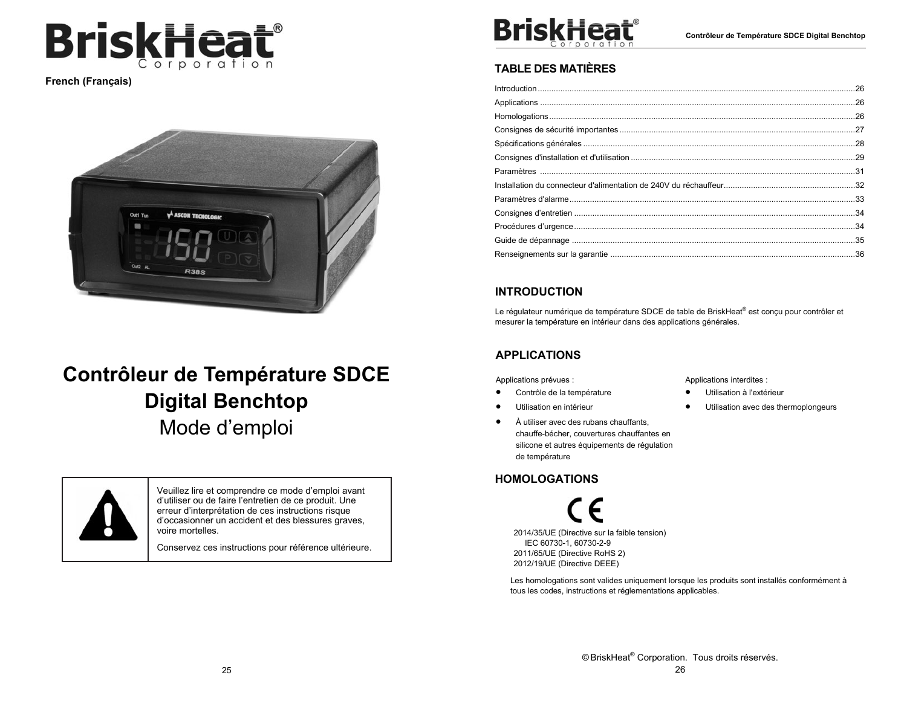French (Français)

# Contrôleur de Température SDCE Digital Benchtop

## Mode d'emploi

| | |
|---|---|
| ⚠ | Veuillez lire et comprendre ce mode d'emploi avant d'utiliser ou de faire l'entretien de ce produit. Une erreur d'interprétation de ces instructions risque d'occasionner un accident et des blessures graves, voire mortelles.<br><br>Conservez ces instructions pour référence ultérieure. |

## TABLE DES MATIÈRES

| | |
|---|---|
| Introduction | 26 |
| Applications | 26 |
| Homologations | 26 |
| Consignes de sécurité importantes | 27 |
| Spécifications générales | 28 |
| Consignes d'installation et d'utilisation | 29 |
| Paramètres | 31 |
| Installation du connecteur d'alimentation de 240V du réchauffeur | 32 |
| Paramètres d'alarme | 33 |
| Consignes d'entretien | 34 |
| Procédures d'urgence | 34 |
| Guide de dépannage | 35 |
| Renseignements sur la garantie | 36 |

## INTRODUCTION

Le régulateur numérique de température SDCE de table de BriskHeat® est conçu pour contrôler et mesurer la température en intérieur dans des applications générales.

## APPLICATIONS

Applications prévues :

- Contrôle de la température
- Utilisation en intérieur
- À utiliser avec des rubans chauffants, chauffe-bécher, couvertures chauffantes en silicone et autres équipements de régulation de température

Applications interdites :

- Utilisation à l'extérieur
- Utilisation avec des thermoplongeurs

## HOMOLOGATIONS

CE

2014/35/UE (Directive sur la faible tension)
IEC 60730-1, 60730-2-9
2011/65/UE (Directive RoHS 2)
2012/19/UE (Directive DEEE)

Les homologations sont valides uniquement lorsque les produits sont installés conformément à tous les codes, instructions et réglementations applicables.

© BriskHeat® Corporation. Tous droits réservés.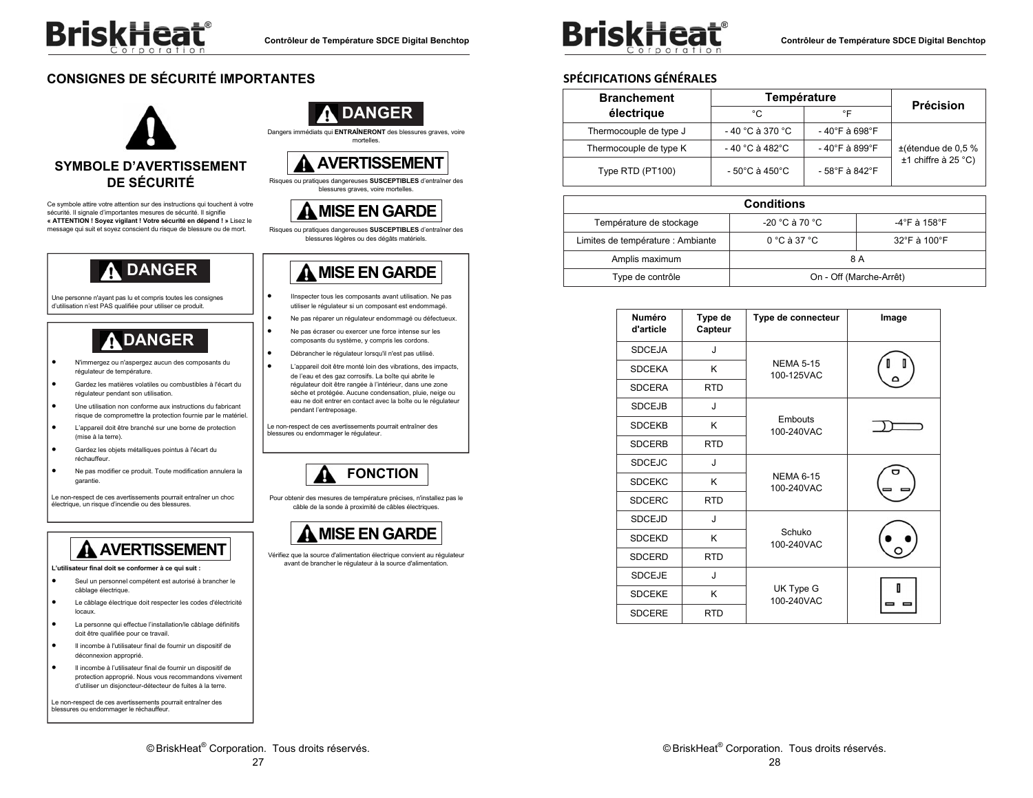## CONSIGNES DE SÉCURITÉ IMPORTANTES

### SYMBOLE D'AVERTISSEMENT DE SÉCURITÉ

Ce symbole attire votre attention sur des instructions qui touchent à votre sécurité. Il signale d'importantes mesures de sécurité. Il signifie **« ATTENTION ! Soyez vigilant ! Votre sécurité en dépend ! »** Lisez le message qui suit et soyez conscient du risque de blessure ou de mort.

**DANGER**

Dangers immédiats qui **ENTRAÎNERONT** des blessures graves, voire mortelles.

**AVERTISSEMENT**

Risques ou pratiques dangereuses **SUSCEPTIBLES** d'entraîner des blessures graves, voire mortelles.

**MISE EN GARDE**

Risques ou pratiques dangereuses **SUSCEPTIBLES** d'entraîner des blessures légères ou des dégâts matériels.

**DANGER**

Une personne n'ayant pas lu et compris toutes les consignes d'utilisation n'est PAS qualifiée pour utiliser ce produit.

**DANGER**

- N'immergez ou n'aspergez aucun des composants du régulateur de température.
- Gardez les matières volatiles ou combustibles à l'écart du régulateur pendant son utilisation.
- Une utilisation non conforme aux instructions du fabricant risque de compromettre la protection fournie par le matériel.
- L'appareil doit être branché sur une borne de protection (mise à la terre).
- Gardez les objets métalliques pointus à l'écart du réchauffeur.
- Ne pas modifier ce produit. Toute modification annulera la garantie.

Le non-respect de ces avertissements pourrait entraîner un choc électrique, un risque d'incendie ou des blessures.

**AVERTISSEMENT**

**L'utilisateur final doit se conformer à ce qui suit :**

- Seul un personnel compétent est autorisé à brancher le câblage électrique.
- Le câblage électrique doit respecter les codes d'électricité locaux.
- La personne qui effectue l'installation/le câblage définitifs doit être qualifiée pour ce travail.
- Il incombe à l'utilisateur final de fournir un dispositif de déconnexion approprié.
- Il incombe à l'utilisateur final de fournir un dispositif de protection approprié. Nous vous recommandons vivement d'utiliser un disjoncteur-détecteur de fuites à la terre.

Le non-respect de ces avertissements pourrait entraîner des blessures ou endommager le réchauffeur.

**MISE EN GARDE**

- IInspecter tous les composants avant utilisation. Ne pas utiliser le régulateur si un composant est endommagé.
- Ne pas réparer un régulateur endommagé ou défectueux.
- Ne pas écraser ou exercer une force intense sur les composants du système, y compris les cordons.
- Débrancher le régulateur lorsqu'il n'est pas utilisé.
- L'appareil doit être monté loin des vibrations, des impacts, de l'eau et des gaz corrosifs. La boîte qui abrite le régulateur doit être rangée à l'intérieur, dans une zone sèche et protégée. Aucune condensation, pluie, neige ou eau ne doit entrer en contact avec la boîte ou le régulateur pendant l'entreposage.

Le non-respect de ces avertissements pourrait entraîner des blessures ou endommager le régulateur.

**FONCTION**

Pour obtenir des mesures de température précises, n'installez pas le câble de la sonde à proximité de câbles électriques.

**MISE EN GARDE**

Vérifiez que la source d'alimentation électrique convient au régulateur avant de brancher le régulateur à la source d'alimentation.

## SPÉCIFICATIONS GÉNÉRALES

| Branchement électrique | Température | | Précision |
|---|---|---|---|
| | °C | °F | |
| Thermocouple de type J | - 40 °C à 370 °C | - 40°F à 698°F | ±(étendue de 0,5 % ±1 chiffre à 25 °C) |
| Thermocouple de type K | - 40 °C à 482°C | - 40°F à 899°F | |
| Type RTD (PT100) | - 50°C à 450°C | - 58°F à 842°F | |

| Conditions | | |
|---|---|---|
| Température de stockage | -20 °C à 70 °C | -4°F à 158°F |
| Limites de température : Ambiante | 0 °C à 37 °C | 32°F à 100°F |
| Amplis maximum | 8 A | |
| Type de contrôle | On - Off (Marche-Arrêt) | |

| Numéro d'article | Type de Capteur | Type de connecteur | Image |
|---|---|---|---|
| SDCEJA | J | NEMA 5-15 100-125VAC | |
| SDCEKA | K | | |
| SDCERA | RTD | | |
| SDCEJB | J | Embouts 100-240VAC | |
| SDCEKB | K | | |
| SDCERB | RTD | | |
| SDCEJC | J | NEMA 6-15 100-240VAC | |
| SDCEKC | K | | |
| SDCERC | RTD | | |
| SDCEJD | J | Schuko 100-240VAC | |
| SDCEKD | K | | |
| SDCERD | RTD | | |
| SDCEJE | J | UK Type G 100-240VAC | |
| SDCEKE | K | | |
| SDCERE | RTD | | |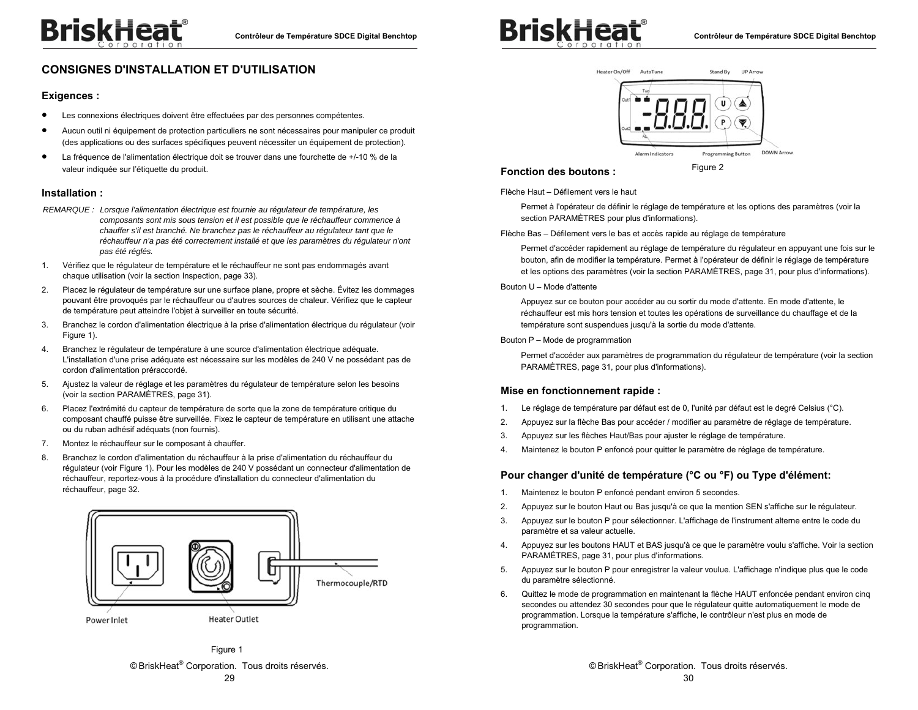## CONSIGNES D'INSTALLATION ET D'UTILISATION

### Exigences :

- Les connexions électriques doivent être effectuées par des personnes compétentes.
- Aucun outil ni équipement de protection particuliers ne sont nécessaires pour manipuler ce produit (des applications ou des surfaces spécifiques peuvent nécessiter un équipement de protection).
- La fréquence de l'alimentation électrique doit se trouver dans une fourchette de +/-10 % de la valeur indiquée sur l'étiquette du produit.

### Installation :

REMARQUE : *Lorsque l'alimentation électrique est fournie au régulateur de température, les composants sont mis sous tension et il est possible que le réchauffeur commence à chauffer s'il est branché. Ne branchez pas le réchauffeur au régulateur tant que le réchauffeur n'a pas été correctement installé et que les paramètres du régulateur n'ont pas été réglés.*

1. Vérifiez que le régulateur de température et le réchauffeur ne sont pas endommagés avant chaque utilisation (voir la section Inspection, page 33).
2. Placez le régulateur de température sur une surface plane, propre et sèche. Évitez les dommages pouvant être provoqués par le réchauffeur ou d'autres sources de chaleur. Vérifiez que le capteur de température peut atteindre l'objet à surveiller en toute sécurité.
3. Branchez le cordon d'alimentation électrique à la prise d'alimentation électrique du régulateur (voir Figure 1).
4. Branchez le régulateur de température à une source d'alimentation électrique adéquate. L'installation d'une prise adéquate est nécessaire sur les modèles de 240 V ne possédant pas de cordon d'alimentation préraccordé.
5. Ajustez la valeur de réglage et les paramètres du régulateur de température selon les besoins (voir la section PARAMÈTRES, page 31).
6. Placez l'extrémité du capteur de température de sorte que la zone de température critique du composant chauffé puisse être surveillée. Fixez le capteur de température en utilisant une attache ou du ruban adhésif adéquats (non fournis).
7. Montez le réchauffeur sur le composant à chauffer.
8. Branchez le cordon d'alimentation du réchauffeur à la prise d'alimentation du réchauffeur du régulateur (voir Figure 1). Pour les modèles de 240 V possédant un connecteur d'alimentation de réchauffeur, reportez-vous à la procédure d'installation du connecteur d'alimentation du réchauffeur, page 32.

Power Inlet — Heater Outlet — Thermocouple/RTD

Figure 1

Heater On/Off — AutoTune — Stand By — UP Arrow — Alarm Indicators — Programming Button — DOWN Arrow

Figure 2

### Fonction des boutons :

Flèche Haut – Défilement vers le haut

Permet à l'opérateur de définir le réglage de température et les options des paramètres (voir la section PARAMÈTRES pour plus d'informations).

Flèche Bas – Défilement vers le bas et accès rapide au réglage de température

Permet d'accéder rapidement au réglage de température du régulateur en appuyant une fois sur le bouton, afin de modifier la température. Permet à l'opérateur de définir le réglage de température et les options des paramètres (voir la section PARAMÈTRES, page 31, pour plus d'informations).

Bouton U – Mode d'attente

Appuyez sur ce bouton pour accéder au ou sortir du mode d'attente. En mode d'attente, le réchauffeur est mis hors tension et toutes les opérations de surveillance du chauffage et de la température sont suspendues jusqu'à la sortie du mode d'attente.

Bouton P – Mode de programmation

Permet d'accéder aux paramètres de programmation du régulateur de température (voir la section PARAMÈTRES, page 31, pour plus d'informations).

### Mise en fonctionnement rapide :

1. Le réglage de température par défaut est de 0, l'unité par défaut est le degré Celsius (°C).
2. Appuyez sur la flèche Bas pour accéder / modifier au paramètre de réglage de température.
3. Appuyez sur les flèches Haut/Bas pour ajuster le réglage de température.
4. Maintenez le bouton P enfoncé pour quitter le paramètre de réglage de température.

### Pour changer d'unité de température (°C ou °F) ou Type d'élément:

1. Maintenez le bouton P enfoncé pendant environ 5 secondes.
2. Appuyez sur le bouton Haut ou Bas jusqu'à ce que la mention SEN s'affiche sur le régulateur.
3. Appuyez sur le bouton P pour sélectionner. L'affichage de l'instrument alterne entre le code du paramètre et sa valeur actuelle.
4. Appuyez sur les boutons HAUT et BAS jusqu'à ce que le paramètre voulu s'affiche. Voir la section PARAMÈTRES, page 31, pour plus d'informations.
5. Appuyez sur le bouton P pour enregistrer la valeur voulue. L'affichage n'indique plus que le code du paramètre sélectionné.
6. Quittez le mode de programmation en maintenant la flèche HAUT enfoncée pendant environ cinq secondes ou attendez 30 secondes pour que le régulateur quitte automatiquement le mode de programmation. Lorsque la température s'affiche, le contrôleur n'est plus en mode de programmation.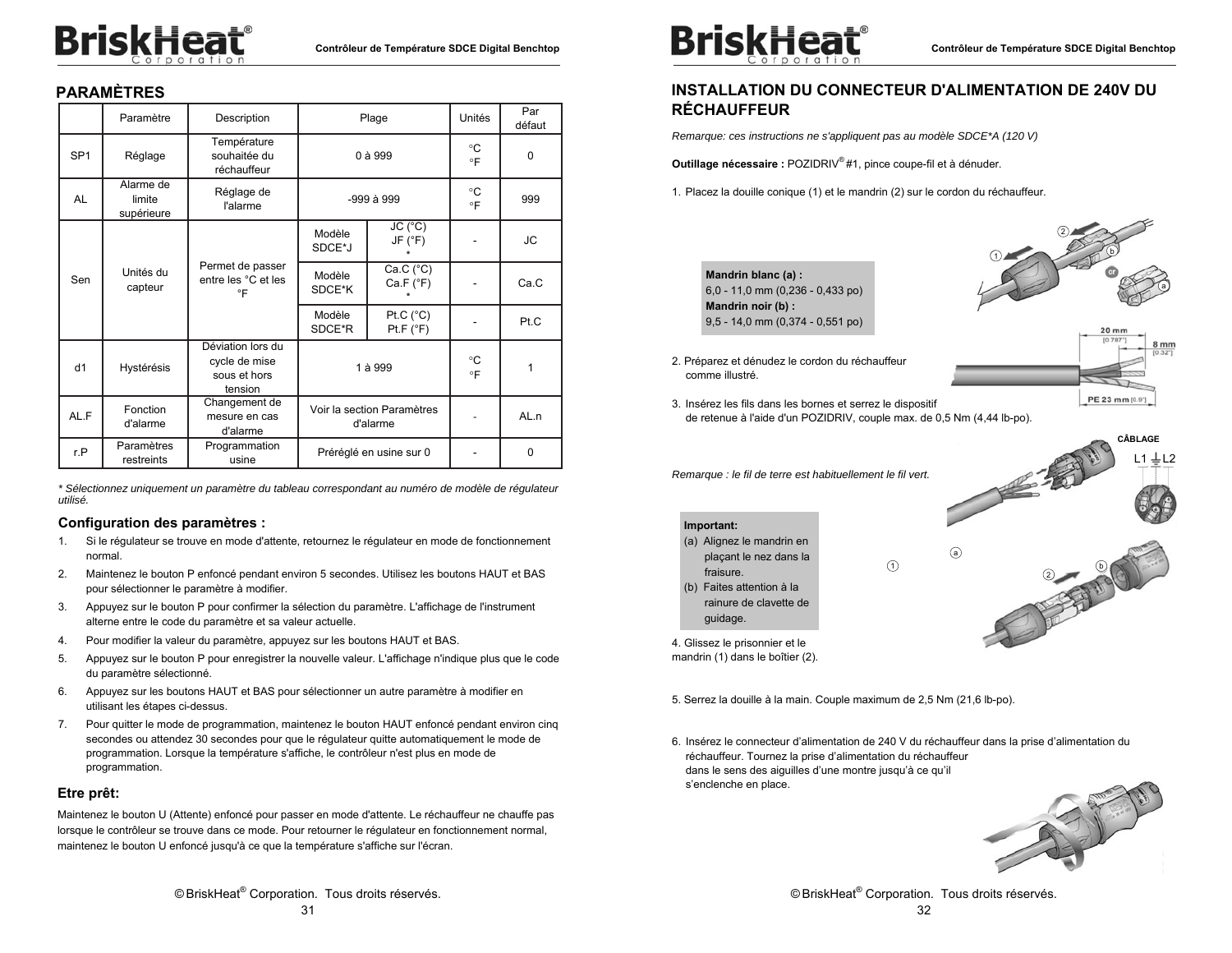## PARAMÈTRES

| | Paramètre | Description | Plage | | Unités | Par défaut |
|---|---|---|---|---|---|---|
| SP1 | Réglage | Température souhaitée du réchauffeur | 0 à 999 | | °C °F | 0 |
| AL | Alarme de limite supérieure | Réglage de l'alarme | -999 à 999 | | °C °F | 999 |
| Sen | Unités du capteur | Permet de passer entre les °C et les °F | Modèle SDCE*J | JC (°C) JF (°F) * | - | JC |
| | | | Modèle SDCE*K | Ca.C (°C) Ca.F (°F) * | - | Ca.C |
| | | | Modèle SDCE*R | Pt.C (°C) Pt.F (°F) | - | Pt.C |
| d1 | Hystérésis | Déviation lors du cycle de mise sous et hors tension | 1 à 999 | | °C °F | 1 |
| AL.F | Fonction d'alarme | Changement de mesure en cas d'alarme | Voir la section Paramètres d'alarme | | - | AL.n |
| r.P | Paramètres restreints | Programmation usine | Préréglé en usine sur 0 | | - | 0 |

*\* Sélectionnez uniquement un paramètre du tableau correspondant au numéro de modèle de régulateur utilisé.*

### Configuration des paramètres :

1. Si le régulateur se trouve en mode d'attente, retournez le régulateur en mode de fonctionnement normal.
2. Maintenez le bouton P enfoncé pendant environ 5 secondes. Utilisez les boutons HAUT et BAS pour sélectionner le paramètre à modifier.
3. Appuyez sur le bouton P pour confirmer la sélection du paramètre. L'affichage de l'instrument alterne entre le code du paramètre et sa valeur actuelle.
4. Pour modifier la valeur du paramètre, appuyez sur les boutons HAUT et BAS.
5. Appuyez sur le bouton P pour enregistrer la nouvelle valeur. L'affichage n'indique plus que le code du paramètre sélectionné.
6. Appuyez sur les boutons HAUT et BAS pour sélectionner un autre paramètre à modifier en utilisant les étapes ci-dessus.
7. Pour quitter le mode de programmation, maintenez le bouton HAUT enfoncé pendant environ cinq secondes ou attendez 30 secondes pour que le régulateur quitte automatiquement le mode de programmation. Lorsque la température s'affiche, le contrôleur n'est plus en mode de programmation.

### Etre prêt:

Maintenez le bouton U (Attente) enfoncé pour passer en mode d'attente. Le réchauffeur ne chauffe pas lorsque le contrôleur se trouve dans ce mode. Pour retourner le régulateur en fonctionnement normal, maintenez le bouton U enfoncé jusqu'à ce que la température s'affiche sur l'écran.

## INSTALLATION DU CONNECTEUR D'ALIMENTATION DE 240V DU RÉCHAUFFEUR

*Remarque: ces instructions ne s'appliquent pas au modèle SDCE*A (120 V)*

**Outillage nécessaire :** POZIDRIV® #1, pince coupe-fil et à dénuder.

1. Placez la douille conique (1) et le mandrin (2) sur le cordon du réchauffeur.

**Mandrin blanc (a) :**
6,0 - 11,0 mm (0,236 - 0,433 po)
**Mandrin noir (b) :**
9,5 - 14,0 mm (0,374 - 0,551 po)

2. Préparez et dénudez le cordon du réchauffeur comme illustré.

20 mm [0.787"] — 8 mm [0.32"] — PE 23 mm [0.9"]

3. Insérez les fils dans les bornes et serrez le dispositif de retenue à l'aide d'un POZIDRIV, couple max. de 0,5 Nm (4,44 lb-po).

*Remarque : le fil de terre est habituellement le fil vert.*

CÂBLAGE: L1 ⏚ L2

**Important:**
(a) Alignez le mandrin en plaçant le nez dans la fraisure.
(b) Faites attention à la rainure de clavette de guidage.

4. Glissez le prisonnier et le mandrin (1) dans le boîtier (2).

5. Serrez la douille à la main. Couple maximum de 2,5 Nm (21,6 lb-po).

6. Insérez le connecteur d'alimentation de 240 V du réchauffeur dans la prise d'alimentation du réchauffeur. Tournez la prise d'alimentation du réchauffeur dans le sens des aiguilles d'une montre jusqu'à ce qu'il s'enclenche en place.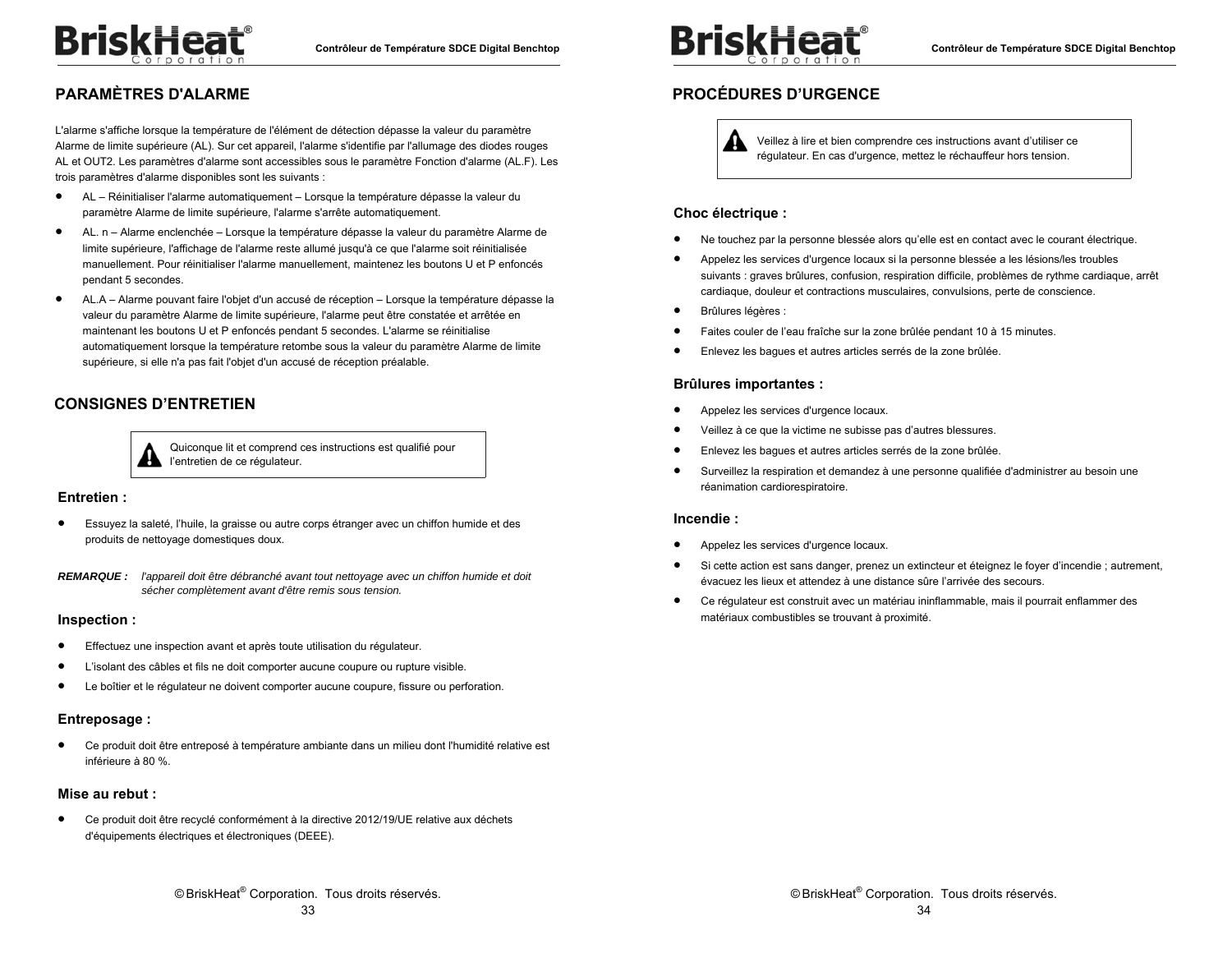## PARAMÈTRES D'ALARME

L'alarme s'affiche lorsque la température de l'élément de détection dépasse la valeur du paramètre Alarme de limite supérieure (AL). Sur cet appareil, l'alarme s'identifie par l'allumage des diodes rouges AL et OUT2. Les paramètres d'alarme sont accessibles sous le paramètre Fonction d'alarme (AL.F). Les trois paramètres d'alarme disponibles sont les suivants :

- AL – Réinitialiser l'alarme automatiquement – Lorsque la température dépasse la valeur du paramètre Alarme de limite supérieure, l'alarme s'arrête automatiquement.
- AL. n – Alarme enclenchée – Lorsque la température dépasse la valeur du paramètre Alarme de limite supérieure, l'affichage de l'alarme reste allumé jusqu'à ce que l'alarme soit réinitialisée manuellement. Pour réinitialiser l'alarme manuellement, maintenez les boutons U et P enfoncés pendant 5 secondes.
- AL.A – Alarme pouvant faire l'objet d'un accusé de réception – Lorsque la température dépasse la valeur du paramètre Alarme de limite supérieure, l'alarme peut être constatée et arrêtée en maintenant les boutons U et P enfoncés pendant 5 secondes. L'alarme se réinitialise automatiquement lorsque la température retombe sous la valeur du paramètre Alarme de limite supérieure, si elle n'a pas fait l'objet d'un accusé de réception préalable.

## CONSIGNES D'ENTRETIEN

> ⚠ Quiconque lit et comprend ces instructions est qualifié pour l'entretien de ce régulateur.

### Entretien :

- Essuyez la saleté, l'huile, la graisse ou autre corps étranger avec un chiffon humide et des produits de nettoyage domestiques doux.

***REMARQUE :*** *l'appareil doit être débranché avant tout nettoyage avec un chiffon humide et doit sécher complètement avant d'être remis sous tension.*

### Inspection :

- Effectuez une inspection avant et après toute utilisation du régulateur.
- L'isolant des câbles et fils ne doit comporter aucune coupure ou rupture visible.
- Le boîtier et le régulateur ne doivent comporter aucune coupure, fissure ou perforation.

### Entreposage :

- Ce produit doit être entreposé à température ambiante dans un milieu dont l'humidité relative est inférieure à 80 %.

### Mise au rebut :

- Ce produit doit être recyclé conformément à la directive 2012/19/UE relative aux déchets d'équipements électriques et électroniques (DEEE).

## PROCÉDURES D'URGENCE

> ⚠ Veillez à lire et bien comprendre ces instructions avant d'utiliser ce régulateur. En cas d'urgence, mettez le réchauffeur hors tension.

### Choc électrique :

- Ne touchez par la personne blessée alors qu'elle est en contact avec le courant électrique.
- Appelez les services d'urgence locaux si la personne blessée a les lésions/les troubles suivants : graves brûlures, confusion, respiration difficile, problèmes de rythme cardiaque, arrêt cardiaque, douleur et contractions musculaires, convulsions, perte de conscience.
- Brûlures légères :
- Faites couler de l'eau fraîche sur la zone brûlée pendant 10 à 15 minutes.
- Enlevez les bagues et autres articles serrés de la zone brûlée.

### Brûlures importantes :

- Appelez les services d'urgence locaux.
- Veillez à ce que la victime ne subisse pas d'autres blessures.
- Enlevez les bagues et autres articles serrés de la zone brûlée.
- Surveillez la respiration et demandez à une personne qualifiée d'administrer au besoin une réanimation cardiorespiratoire.

### Incendie :

- Appelez les services d'urgence locaux.
- Si cette action est sans danger, prenez un extincteur et éteignez le foyer d'incendie ; autrement, évacuez les lieux et attendez à une distance sûre l'arrivée des secours.
- Ce régulateur est construit avec un matériau ininflammable, mais il pourrait enflammer des matériaux combustibles se trouvant à proximité.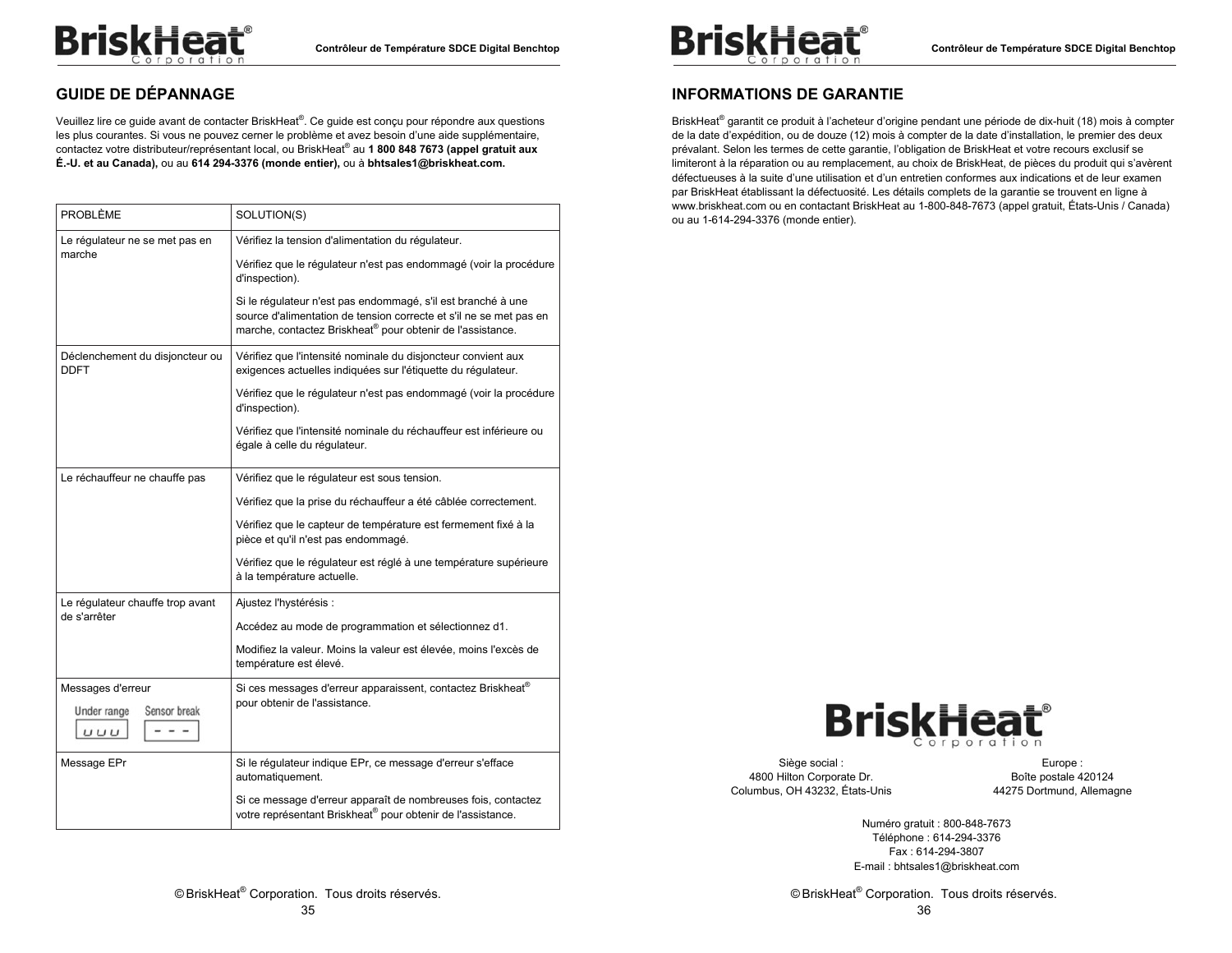## GUIDE DE DÉPANNAGE

Veuillez lire ce guide avant de contacter BriskHeat®. Ce guide est conçu pour répondre aux questions les plus courantes. Si vous ne pouvez cerner le problème et avez besoin d'une aide supplémentaire, contactez votre distributeur/représentant local, ou BriskHeat® au **1 800 848 7673 (appel gratuit aux É.-U. et au Canada),** ou au **614 294-3376 (monde entier),** ou à **bhtsales1@briskheat.com.**

| PROBLÈME | SOLUTION(S) |
|---|---|
| Le régulateur ne se met pas en marche | Vérifiez la tension d'alimentation du régulateur.<br><br>Vérifiez que le régulateur n'est pas endommagé (voir la procédure d'inspection).<br><br>Si le régulateur n'est pas endommagé, s'il est branché à une source d'alimentation de tension correcte et s'il ne se met pas en marche, contactez Briskheat® pour obtenir de l'assistance. |
| Déclenchement du disjoncteur ou DDFT | Vérifiez que l'intensité nominale du disjoncteur convient aux exigences actuelles indiquées sur l'étiquette du régulateur.<br><br>Vérifiez que le régulateur n'est pas endommagé (voir la procédure d'inspection).<br><br>Vérifiez que l'intensité nominale du réchauffeur est inférieure ou égale à celle du régulateur. |
| Le réchauffeur ne chauffe pas | Vérifiez que le régulateur est sous tension.<br><br>Vérifiez que la prise du réchauffeur a été câblée correctement.<br><br>Vérifiez que le capteur de température est fermement fixé à la pièce et qu'il n'est pas endommagé.<br><br>Vérifiez que le régulateur est réglé à une température supérieure à la température actuelle. |
| Le régulateur chauffe trop avant de s'arrêter | Ajustez l'hystérésis :<br><br>Accédez au mode de programmation et sélectionnez d1.<br><br>Modifiez la valeur. Moins la valeur est élevée, moins l'excès de température est élevé. |
| Messages d'erreur<br><br>Under range: uuu &nbsp;&nbsp; Sensor break: - - - | Si ces messages d'erreur apparaissent, contactez Briskheat® pour obtenir de l'assistance. |
| Message EPr | Si le régulateur indique EPr, ce message d'erreur s'efface automatiquement.<br><br>Si ce message d'erreur apparaît de nombreuses fois, contactez votre représentant Briskheat® pour obtenir de l'assistance. |

© BriskHeat® Corporation. Tous droits réservés.

## INFORMATIONS DE GARANTIE

BriskHeat® garantit ce produit à l'acheteur d'origine pendant une période de dix-huit (18) mois à compter de la date d'expédition, ou de douze (12) mois à compter de la date d'installation, le premier des deux prévalant. Selon les termes de cette garantie, l'obligation de BriskHeat et votre recours exclusif se limiteront à la réparation ou au remplacement, au choix de BriskHeat, de pièces du produit qui s'avèrent défectueuses à la suite d'une utilisation et d'un entretien conformes aux indications et de leur examen par BriskHeat établissant la défectuosité. Les détails complets de la garantie se trouvent en ligne à www.briskheat.com ou en contactant BriskHeat au 1-800-848-7673 (appel gratuit, États-Unis / Canada) ou au 1-614-294-3376 (monde entier).

BriskHeat Corporation

Siège social :
4800 Hilton Corporate Dr.
Columbus, OH 43232, États-Unis

Europe :
Boîte postale 420124
44275 Dortmund, Allemagne

Numéro gratuit : 800-848-7673
Téléphone : 614-294-3376
Fax : 614-294-3807
E-mail : bhtsales1@briskheat.com

© BriskHeat® Corporation. Tous droits réservés.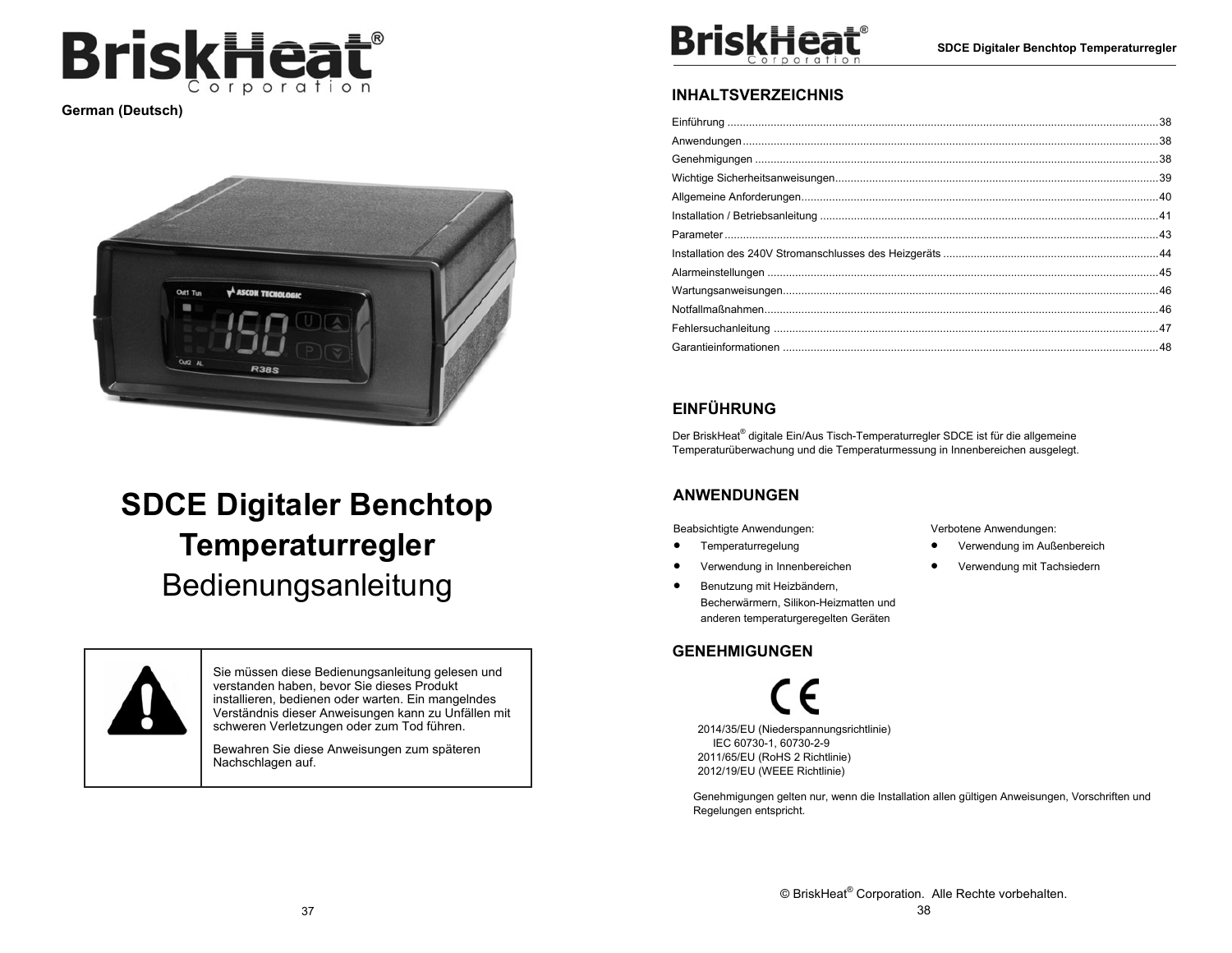German (Deutsch)

# SDCE Digitaler Benchtop Temperaturregler

## Bedienungsanleitung

| | |
|---|---|
| ⚠ | Sie müssen diese Bedienungsanleitung gelesen und verstanden haben, bevor Sie dieses Produkt installieren, bedienen oder warten. Ein mangelndes Verständnis dieser Anweisungen kann zu Unfällen mit schweren Verletzungen oder zum Tod führen.<br><br>Bewahren Sie diese Anweisungen zum späteren Nachschlagen auf. |

## INHALTSVERZEICHNIS

Einführung .......... 38
Anwendungen .......... 38
Genehmigungen .......... 38
Wichtige Sicherheitsanweisungen .......... 39
Allgemeine Anforderungen .......... 40
Installation / Betriebsanleitung .......... 41
Parameter .......... 43
Installation des 240V Stromanschlusses des Heizgeräts .......... 44
Alarmeinstellungen .......... 45
Wartungsanweisungen .......... 46
Notfallmaßnahmen .......... 46
Fehlersuchanleitung .......... 47
Garantieinformationen .......... 48

## EINFÜHRUNG

Der BriskHeat® digitale Ein/Aus Tisch-Temperaturregler SDCE ist für die allgemeine Temperaturüberwachung und die Temperaturmessung in Innenbereichen ausgelegt.

## ANWENDUNGEN

Beabsichtigte Anwendungen:
- Temperaturregelung
- Verwendung in Innenbereichen
- Benutzung mit Heizbändern, Becherwärmern, Silikon-Heizmatten und anderen temperaturgeregelten Geräten

Verbotene Anwendungen:
- Verwendung im Außenbereich
- Verwendung mit Tachsiedern

## GENEHMIGUNGEN

CE

2014/35/EU (Niederspannungsrichtlinie)
IEC 60730-1, 60730-2-9
2011/65/EU (RoHS 2 Richtlinie)
2012/19/EU (WEEE Richtlinie)

Genehmigungen gelten nur, wenn die Installation allen gültigen Anweisungen, Vorschriften und Regelungen entspricht.

© BriskHeat® Corporation. Alle Rechte vorbehalten.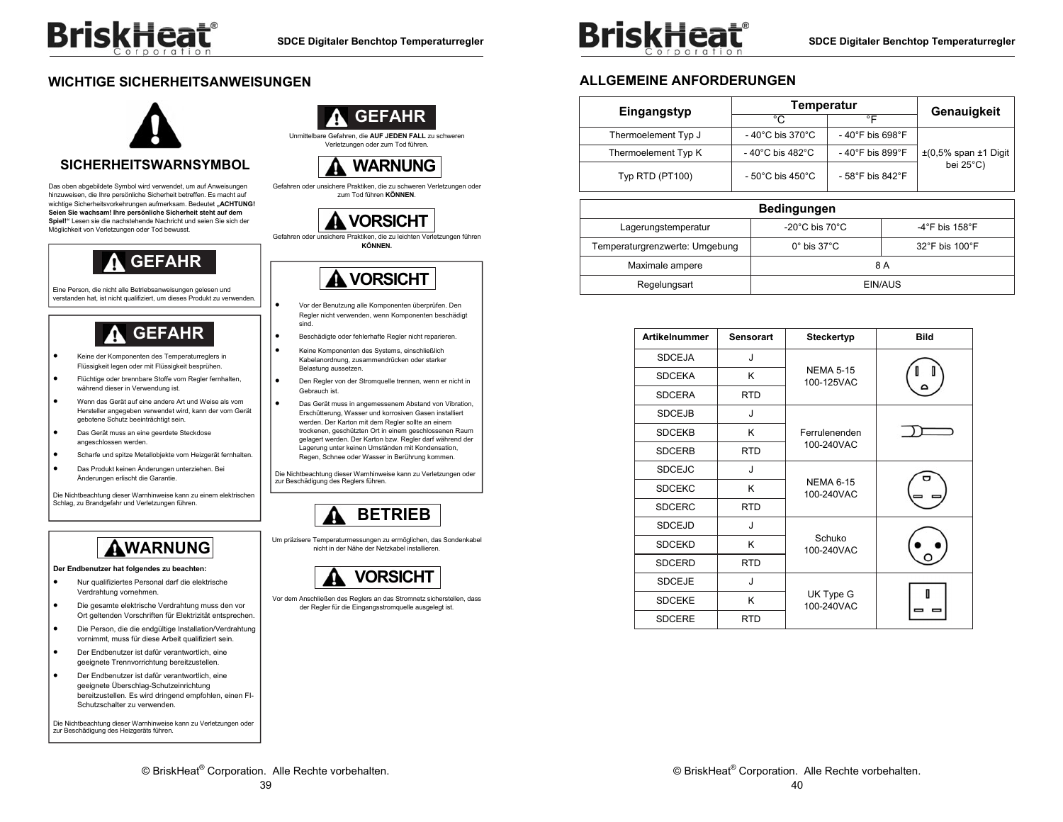## WICHTIGE SICHERHEITSANWEISUNGEN

### SICHERHEITSWARNSYMBOL

Das oben abgebildete Symbol wird verwendet, um auf Anweisungen hinzuweisen, die Ihre persönliche Sicherheit betreffen. Es macht auf wichtige Sicherheitsvorkehrungen aufmerksam. Bedeutet **„ACHTUNG! Seien Sie wachsam! Ihre persönliche Sicherheit steht auf dem Spiel!“** Lesen sie die nachstehende Nachricht und seien Sie sich der Möglichkeit von Verletzungen oder Tod bewusst.

**GEFAHR**

Eine Person, die nicht alle Betriebsanweisungen gelesen und verstanden hat, ist nicht qualifiziert, um dieses Produkt zu verwenden.

**GEFAHR**

- Keine der Komponenten des Temperaturreglers in Flüssigkeit legen oder mit Flüssigkeit besprühen.
- Flüchtige oder brennbare Stoffe vom Regler fernhalten, während dieser in Verwendung ist.
- Wenn das Gerät auf eine andere Art und Weise als vom Hersteller angegeben verwendet wird, kann der vom Gerät gebotene Schutz beeinträchtigt sein.
- Das Gerät muss an eine geerdete Steckdose angeschlossen werden.
- Scharfe und spitze Metallobjekte vom Heizgerät fernhalten.
- Das Produkt keinen Änderungen unterziehen. Bei Änderungen erlischt die Garantie.

Die Nichtbeachtung dieser Warnhinweise kann zu einem elektrischen Schlag, zu Brandgefahr und Verletzungen führen.

**WARNUNG**

**Der Endbenutzer hat folgendes zu beachten:**

- Nur qualifiziertes Personal darf die elektrische Verdrahtung vornehmen.
- Die gesamte elektrische Verdrahtung muss den vor Ort geltenden Vorschriften für Elektrizität entsprechen.
- Die Person, die die endgültige Installation/Verdrahtung vornimmt, muss für diese Arbeit qualifiziert sein.
- Der Endbenutzer ist dafür verantwortlich, eine geeignete Trennvorrichtung bereitzustellen.
- Der Endbenutzer ist dafür verantwortlich, eine geeignete Überschlag-Schutzeinrichtung bereitzustellen. Es wird dringend empfohlen, einen FI-Schutzschalter zu verwenden.

Die Nichtbeachtung dieser Warnhinweise kann zu Verletzungen oder zur Beschädigung des Heizgeräts führen.

**GEFAHR**

Unmittelbare Gefahren, die **AUF JEDEN FALL** zu schweren Verletzungen oder zum Tod führen.

**WARNUNG**

Gefahren oder unsichere Praktiken, die zu schweren Verletzungen oder zum Tod führen **KÖNNEN**.

**VORSICHT**

Gefahren oder unsichere Praktiken, die zu leichten Verletzungen führen **KÖNNEN**.

**VORSICHT**

- Vor der Benutzung alle Komponenten überprüfen. Den Regler nicht verwenden, wenn Komponenten beschädigt sind.
- Beschädigte oder fehlerhafte Regler nicht reparieren.
- Keine Komponenten des Systems, einschließlich Kabelanordnung, zusammendrücken oder starker Belastung aussetzen.
- Den Regler von der Stromquelle trennen, wenn er nicht in Gebrauch ist.
- Das Gerät muss in angemessenem Abstand von Vibration, Erschütterung, Wasser und korrosiven Gasen installiert werden. Der Karton mit dem Regler sollte an einem trockenen, geschützten Ort in einem geschlossenen Raum gelagert werden. Der Karton bzw. Regler darf während der Lagerung unter keinen Umständen mit Kondensation, Regen, Schnee oder Wasser in Berührung kommen.

Die Nichtbeachtung dieser Warnhinweise kann zu Verletzungen oder zur Beschädigung des Reglers führen.

**BETRIEB**

Um präzisere Temperaturmessungen zu ermöglichen, das Sondenkabel nicht in der Nähe der Netzkabel installieren.

**VORSICHT**

Vor dem Anschließen des Reglers an das Stromnetz sicherstellen, dass der Regler für die Eingangsstromquelle ausgelegt ist.

© BriskHeat® Corporation. Alle Rechte vorbehalten.

## ALLGEMEINE ANFORDERUNGEN

| Eingangstyp | Temperatur °C | Temperatur °F | Genauigkeit |
|---|---|---|---|
| Thermoelement Typ J | - 40°C bis 370°C | - 40°F bis 698°F | ±(0,5% span ±1 Digit bei 25°C) |
| Thermoelement Typ K | - 40°C bis 482°C | - 40°F bis 899°F | |
| Typ RTD (PT100) | - 50°C bis 450°C | - 58°F bis 842°F | |

| Bedingungen | | |
|---|---|---|
| Lagerungstemperatur | -20°C bis 70°C | -4°F bis 158°F |
| Temperaturgrenzwerte: Umgebung | 0° bis 37°C | 32°F bis 100°F |
| Maximale ampere | 8 A | |
| Regelungsart | EIN/AUS | |

| Artikelnummer | Sensorart | Steckertyp | Bild |
|---|---|---|---|
| SDCEJA | J | NEMA 5-15 100-125VAC | |
| SDCEKA | K | | |
| SDCERA | RTD | | |
| SDCEJB | J | Ferrulenenden 100-240VAC | |
| SDCEKB | K | | |
| SDCERB | RTD | | |
| SDCEJC | J | NEMA 6-15 100-240VAC | |
| SDCEKC | K | | |
| SDCERC | RTD | | |
| SDCEJD | J | Schuko 100-240VAC | |
| SDCEKD | K | | |
| SDCERD | RTD | | |
| SDCEJE | J | UK Type G 100-240VAC | |
| SDCEKE | K | | |
| SDCERE | RTD | | |

© BriskHeat® Corporation. Alle Rechte vorbehalten.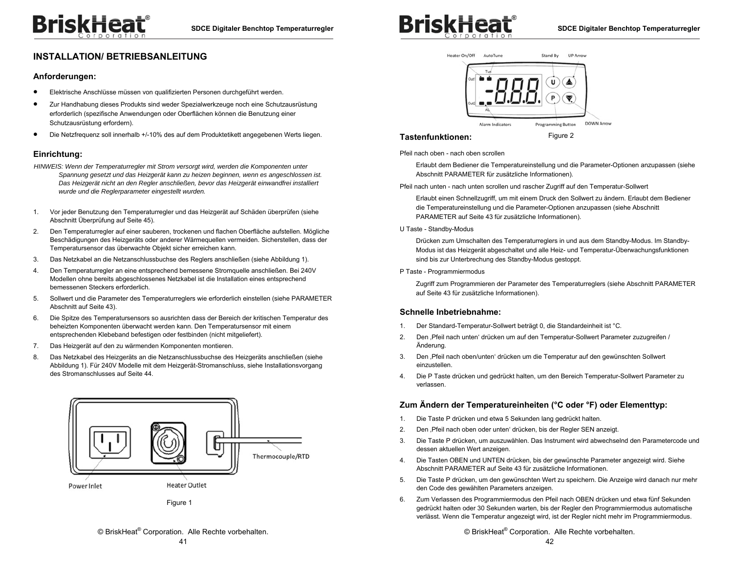## INSTALLATION/ BETRIEBSANLEITUNG

### Anforderungen:

- Elektrische Anschlüsse müssen von qualifizierten Personen durchgeführt werden.
- Zur Handhabung dieses Produkts sind weder Spezialwerkzeuge noch eine Schutzausrüstung erforderlich (spezifische Anwendungen oder Oberflächen können die Benutzung einer Schutzausrüstung erfordern).
- Die Netzfrequenz soll innerhalb +/-10% des auf dem Produktetikett angegebenen Werts liegen.

### Einrichtung:

*HINWEIS: Wenn der Temperaturregler mit Strom versorgt wird, werden die Komponenten unter Spannung gesetzt und das Heizgerät kann zu heizen beginnen, wenn es angeschlossen ist. Das Heizgerät nicht an den Regler anschließen, bevor das Heizgerät einwandfrei installiert wurde und die Reglerparameter eingestellt wurden.*

1. Vor jeder Benutzung den Temperaturregler und das Heizgerät auf Schäden überprüfen (siehe Abschnitt Überprüfung auf Seite 45).
2. Den Temperaturregler auf einer sauberen, trockenen und flachen Oberfläche aufstellen. Mögliche Beschädigungen des Heizgeräts oder anderer Wärmequellen vermeiden. Sicherstellen, dass der Temperatursensor das überwachte Objekt sicher erreichen kann.
3. Das Netzkabel an die Netzanschlussbuchse des Reglers anschließen (siehe Abbildung 1).
4. Den Temperaturregler an eine entsprechend bemessene Stromquelle anschließen. Bei 240V Modellen ohne bereits abgeschlossenes Netzkabel ist die Installation eines entsprechend bemessenen Steckers erforderlich.
5. Sollwert und die Parameter des Temperaturreglers wie erforderlich einstellen (siehe PARAMETER Abschnitt auf Seite 43).
6. Die Spitze des Temperatursensors so ausrichten dass der Bereich der kritischen Temperatur des beheizten Komponenten überwacht werden kann. Den Temperatursensor mit einem entsprechenden Klebeband befestigen oder festbinden (nicht mitgeliefert).
7. Das Heizgerät auf den zu wärmenden Komponenten montieren.
8. Das Netzkabel des Heizgeräts an die Netzanschlussbuchse des Heizgeräts anschließen (siehe Abbildung 1). Für 240V Modelle mit dem Heizgerät-Stromanschluss, siehe Installationsvorgang des Stromanschlusses auf Seite 44.

Power Inlet | Heater Outlet | Thermocouple/RTD

Figure 1

Heater On/Off | AutoTune | Stand By | UP Arrow | Alarm Indicators | Programming Button | DOWN Arrow

Figure 2

### Tastenfunktionen:

Pfeil nach oben - nach oben scrollen

Erlaubt dem Bediener die Temperatureinstellung und die Parameter-Optionen anzupassen (siehe Abschnitt PARAMETER für zusätzliche Informationen).

Pfeil nach unten - nach unten scrollen und rascher Zugriff auf den Temperatur-Sollwert

Erlaubt einen Schnellzugriff, um mit einem Druck den Sollwert zu ändern. Erlaubt dem Bediener die Temperatureinstellung und die Parameter-Optionen anzupassen (siehe Abschnitt PARAMETER auf Seite 43 für zusätzliche Informationen).

U Taste - Standby-Modus

Drücken zum Umschalten des Temperaturreglers in und aus dem Standby-Modus. Im Standby-Modus ist das Heizgerät abgeschaltet und alle Heiz- und Temperatur-Überwachungsfunktionen sind bis zur Unterbrechung des Standby-Modus gestoppt.

P Taste - Programmiermodus

Zugriff zum Programmieren der Parameter des Temperaturreglers (siehe Abschnitt PARAMETER auf Seite 43 für zusätzliche Informationen).

### Schnelle Inbetriebnahme:

1. Der Standard-Temperatur-Sollwert beträgt 0, die Standardeinheit ist °C.
2. Den ‚Pfeil nach unten' drücken um auf den Temperatur-Sollwert Parameter zuzugreifen / Änderung.
3. Den ‚Pfeil nach oben/unten' drücken um die Temperatur auf den gewünschten Sollwert einzustellen.
4. Die P Taste drücken und gedrückt halten, um den Bereich Temperatur-Sollwert Parameter zu verlassen.

### Zum Ändern der Temperatureinheiten (°C oder °F) oder Elementtyp:

1. Die Taste P drücken und etwa 5 Sekunden lang gedrückt halten.
2. Den ‚Pfeil nach oben oder unten' drücken, bis der Regler SEN anzeigt.
3. Die Taste P drücken, um auszuwählen. Das Instrument wird abwechselnd den Parametercode und dessen aktuellen Wert anzeigen.
4. Die Tasten OBEN und UNTEN drücken, bis der gewünschte Parameter angezeigt wird. Siehe Abschnitt PARAMETER auf Seite 43 für zusätzliche Informationen.
5. Die Taste P drücken, um den gewünschten Wert zu speichern. Die Anzeige wird danach nur mehr den Code des gewählten Parameters anzeigen.
6. Zum Verlassen des Programmiermodus den Pfeil nach OBEN drücken und etwa fünf Sekunden gedrückt halten oder 30 Sekunden warten, bis der Regler den Programmiermodus automatische verlässt. Wenn die Temperatur angezeigt wird, ist der Regler nicht mehr im Programmiermodus.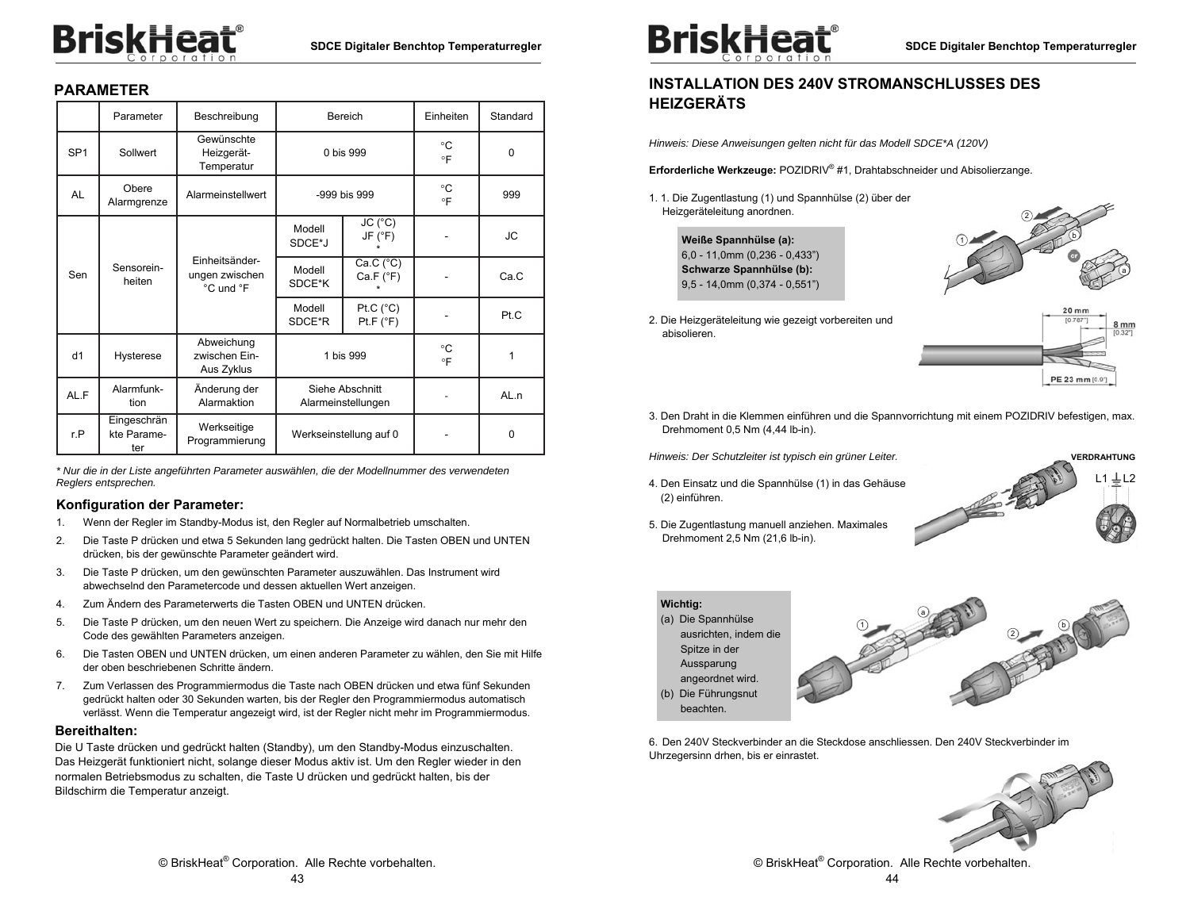## PARAMETER

| | Parameter | Beschreibung | Bereich | | Einheiten | Standard |
|---|---|---|---|---|---|---|
| SP1 | Sollwert | Gewünschte Heizgerät-Temperatur | 0 bis 999 | | °C °F | 0 |
| AL | Obere Alarmgrenze | Alarmeinstellwert | -999 bis 999 | | °C °F | 999 |
| Sen | Sensorein-heiten | Einheitsänder-ungen zwischen °C und °F | Modell SDCE*J | JC (°C) JF (°F) * | - | JC |
| | | | Modell SDCE*K | Ca.C (°C) Ca.F (°F) * | - | Ca.C |
| | | | Modell SDCE*R | Pt.C (°C) Pt.F (°F) | - | Pt.C |
| d1 | Hysterese | Abweichung zwischen Ein-Aus Zyklus | 1 bis 999 | | °C °F | 1 |
| AL.F | Alarmfunk-tion | Änderung der Alarmaktion | Siehe Abschnitt Alarmeinstellungen | | - | AL.n |
| r.P | Eingeschränkte Parame-ter | Werkseitige Programmierung | Werkseinstellung auf 0 | | - | 0 |

*\* Nur die in der Liste angeführten Parameter auswählen, die der Modellnummer des verwendeten Reglers entsprechen.*

### Konfiguration der Parameter:

1. Wenn der Regler im Standby-Modus ist, den Regler auf Normalbetrieb umschalten.
2. Die Taste P drücken und etwa 5 Sekunden lang gedrückt halten. Die Tasten OBEN und UNTEN drücken, bis der gewünschte Parameter geändert wird.
3. Die Taste P drücken, um den gewünschten Parameter auszuwählen. Das Instrument wird abwechselnd den Parametercode und dessen aktuellen Wert anzeigen.
4. Zum Ändern des Parameterwerts die Tasten OBEN und UNTEN drücken.
5. Die Taste P drücken, um den neuen Wert zu speichern. Die Anzeige wird danach nur mehr den Code des gewählten Parameters anzeigen.
6. Die Tasten OBEN und UNTEN drücken, um einen anderen Parameter zu wählen, den Sie mit Hilfe der oben beschriebenen Schritte ändern.
7. Zum Verlassen des Programmiermodus die Taste nach OBEN drücken und etwa fünf Sekunden gedrückt halten oder 30 Sekunden warten, bis der Regler den Programmiermodus automatisch verlässt. Wenn die Temperatur angezeigt wird, ist der Regler nicht mehr im Programmiermodus.

### Bereithalten:

Die U Taste drücken und gedrückt halten (Standby), um den Standby-Modus einzuschalten. Das Heizgerät funktioniert nicht, solange dieser Modus aktiv ist. Um den Regler wieder in den normalen Betriebsmodus zu schalten, die Taste U drücken und gedrückt halten, bis der Bildschirm die Temperatur anzeigt.

## INSTALLATION DES 240V STROMANSCHLUSSES DES HEIZGERÄTS

*Hinweis: Diese Anweisungen gelten nicht für das Modell SDCE*A (120V)*

**Erforderliche Werkzeuge:** POZIDRIV® #1, Drahtabschneider und Abisolierzange.

1. 1. Die Zugentlastung (1) und Spannhülse (2) über der Heizgeräteleitung anordnen.

   **Weiße Spannhülse (a):**
   6,0 - 11,0mm (0,236 - 0,433")
   **Schwarze Spannhülse (b):**
   9,5 - 14,0mm (0,374 - 0,551")

2. Die Heizgeräteleitung wie gezeigt vorbereiten und abisolieren.

   20 mm [0.787"] — 8 mm [0.32"] — PE 23 mm [0.9"]

3. Den Draht in die Klemmen einführen und die Spannvorrichtung mit einem POZIDRIV befestigen, max. Drehmoment 0,5 Nm (4,44 lb-in).

*Hinweis: Der Schutzleiter ist typisch ein grüner Leiter.*

VERDRAHTUNG — L1 ⏚ L2

4. Den Einsatz und die Spannhülse (1) in das Gehäuse (2) einführen.
5. Die Zugentlastung manuell anziehen. Maximales Drehmoment 2,5 Nm (21,6 lb-in).

**Wichtig:**
(a) Die Spannhülse ausrichten, indem die Spitze in der Aussparung angeordnet wird.
(b) Die Führungsnut beachten.

6. Den 240V Steckverbinder an die Steckdose anschliessen. Den 240V Steckverbinder im Uhrzegersinn drhen, bis er einrastet.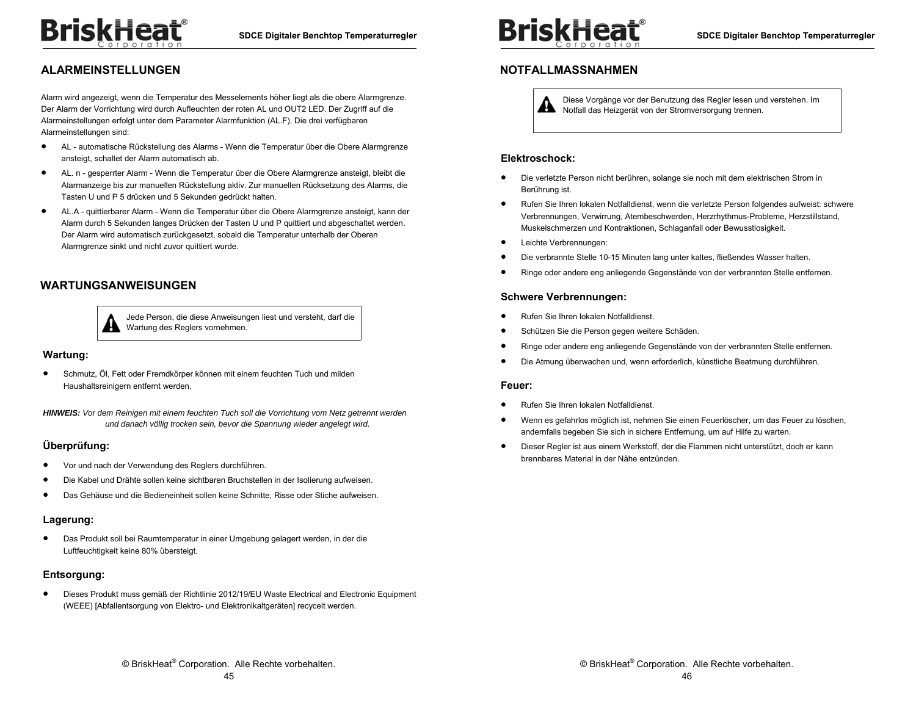## ALARMEINSTELLUNGEN

Alarm wird angezeigt, wenn die Temperatur des Messelements höher liegt als die obere Alarmgrenze. Der Alarm der Vorrichtung wird durch Aufleuchten der roten AL und OUT2 LED. Der Zugriff auf die Alarmeinstellungen erfolgt unter dem Parameter Alarmfunktion (AL.F). Die drei verfügbaren Alarmeinstellungen sind:

- AL - automatische Rückstellung des Alarms - Wenn die Temperatur über die Obere Alarmgrenze ansteigt, schaltet der Alarm automatisch ab.
- AL. n - gesperrter Alarm - Wenn die Temperatur über die Obere Alarmgrenze ansteigt, bleibt die Alarmanzeige bis zur manuellen Rückstellung aktiv. Zur manuellen Rücksetzung des Alarms, die Tasten U und P 5 drücken und 5 Sekunden gedrückt halten.
- AL.A - quittierbarer Alarm - Wenn die Temperatur über die Obere Alarmgrenze ansteigt, kann der Alarm durch 5 Sekunden langes Drücken der Tasten U und P quittiert und abgeschaltet werden. Der Alarm wird automatisch zurückgesetzt, sobald die Temperatur unterhalb der Oberen Alarmgrenze sinkt und nicht zuvor quittiert wurde.

## WARTUNGSANWEISUNGEN

> ⚠ Jede Person, die diese Anweisungen liest und versteht, darf die Wartung des Reglers vornehmen.

### Wartung:

- Schmutz, Öl, Fett oder Fremdkörper können mit einem feuchten Tuch und milden Haushaltsreinigern entfernt werden.

***HINWEIS:*** *Vor dem Reinigen mit einem feuchten Tuch soll die Vorrichtung vom Netz getrennt werden und danach völlig trocken sein, bevor die Spannung wieder angelegt wird.*

### Überprüfung:

- Vor und nach der Verwendung des Reglers durchführen.
- Die Kabel und Drähte sollen keine sichtbaren Bruchstellen in der Isolierung aufweisen.
- Das Gehäuse und die Bedieneinheit sollen keine Schnitte, Risse oder Stiche aufweisen.

### Lagerung:

- Das Produkt soll bei Raumtemperatur in einer Umgebung gelagert werden, in der die Luftfeuchtigkeit keine 80% übersteigt.

### Entsorgung:

- Dieses Produkt muss gemäß der Richtlinie 2012/19/EU Waste Electrical and Electronic Equipment (WEEE) [Abfallentsorgung von Elektro- und Elektronikaltgeräten] recycelt werden.

## NOTFALLMASSNAHMEN

> ⚠ Diese Vorgänge vor der Benutzung des Regler lesen und verstehen. Im Notfall das Heizgerät von der Stromversorgung trennen.

### Elektroschock:

- Die verletzte Person nicht berühren, solange sie noch mit dem elektrischen Strom in Berührung ist.
- Rufen Sie Ihren lokalen Notfalldienst, wenn die verletzte Person folgendes aufweist: schwere Verbrennungen, Verwirrung, Atembeschwerden, Herzrhythmus-Probleme, Herzstillstand, Muskelschmerzen und Kontraktionen, Schlaganfall oder Bewusstlosigkeit.
- Leichte Verbrennungen:
- Die verbrannte Stelle 10-15 Minuten lang unter kaltes, fließendes Wasser halten.
- Ringe oder andere eng anliegende Gegenstände von der verbrannten Stelle entfernen.

### Schwere Verbrennungen:

- Rufen Sie Ihren lokalen Notfalldienst.
- Schützen Sie die Person gegen weitere Schäden.
- Ringe oder andere eng anliegende Gegenstände von der verbrannten Stelle entfernen.
- Die Atmung überwachen und, wenn erforderlich, künstliche Beatmung durchführen.

### Feuer:

- Rufen Sie Ihren lokalen Notfalldienst.
- Wenn es gefahrlos möglich ist, nehmen Sie einen Feuerlöscher, um das Feuer zu löschen, andernfalls begeben Sie sich in sichere Entfernung, um auf Hilfe zu warten.
- Dieser Regler ist aus einem Werkstoff, der die Flammen nicht unterstützt, doch er kann brennbares Material in der Nähe entzünden.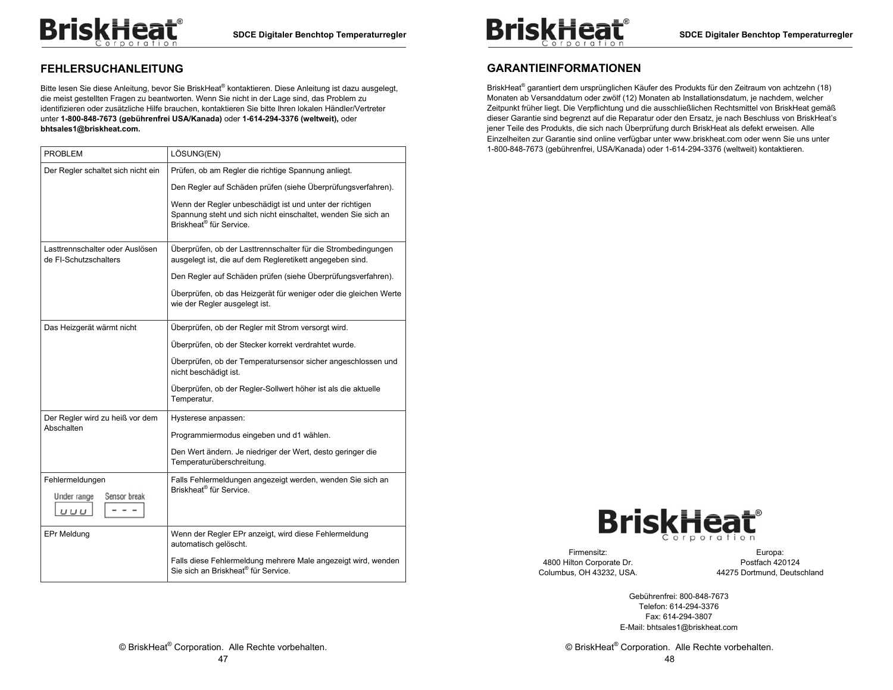## FEHLERSUCHANLEITUNG

Bitte lesen Sie diese Anleitung, bevor Sie BriskHeat® kontaktieren. Diese Anleitung ist dazu ausgelegt, die meist gestellten Fragen zu beantworten. Wenn Sie nicht in der Lage sind, das Problem zu identifizieren oder zusätzliche Hilfe brauchen, kontaktieren Sie bitte Ihren lokalen Händler/Vertreter unter **1-800-848-7673 (gebührenfrei USA/Kanada)** oder **1-614-294-3376 (weltweit),** oder **bhtsales1@briskheat.com.**

| PROBLEM | LÖSUNG(EN) |
|---|---|
| Der Regler schaltet sich nicht ein | Prüfen, ob am Regler die richtige Spannung anliegt.<br><br>Den Regler auf Schäden prüfen (siehe Überprüfungsverfahren).<br><br>Wenn der Regler unbeschädigt ist und unter der richtigen Spannung steht und sich nicht einschaltet, wenden Sie sich an Briskheat® für Service. |
| Lasttrennschalter oder Auslösen de FI-Schutzschalters | Überprüfen, ob der Lasttrennschalter für die Strombedingungen ausgelegt ist, die auf dem Regleretikett angegeben sind.<br><br>Den Regler auf Schäden prüfen (siehe Überprüfungsverfahren).<br><br>Überprüfen, ob das Heizgerät für weniger oder die gleichen Werte wie der Regler ausgelegt ist. |
| Das Heizgerät wärmt nicht | Überprüfen, ob der Regler mit Strom versorgt wird.<br><br>Überprüfen, ob der Stecker korrekt verdrahtet wurde.<br><br>Überprüfen, ob der Temperatursensor sicher angeschlossen und nicht beschädigt ist.<br><br>Überprüfen, ob der Regler-Sollwert höher ist als die aktuelle Temperatur. |
| Der Regler wird zu heiß vor dem Abschalten | Hysterese anpassen:<br><br>Programmiermodus eingeben und d1 wählen.<br><br>Den Wert ändern. Je niedriger der Wert, desto geringer die Temperaturüberschreitung. |
| Fehlermeldungen<br><br>Under range: uuu<br>Sensor break: - - - | Falls Fehlermeldungen angezeigt werden, wenden Sie sich an Briskheat® für Service. |
| EPr Meldung | Wenn der Regler EPr anzeigt, wird diese Fehlermeldung automatisch gelöscht.<br><br>Falls diese Fehlermeldung mehrere Male angezeigt wird, wenden Sie sich an Briskheat® für Service. |

## GARANTIEINFORMATIONEN

BriskHeat® garantiert dem ursprünglichen Käufer des Produkts für den Zeitraum von achtzehn (18) Monaten ab Versanddatum oder zwölf (12) Monaten ab Installationsdatum, je nachdem, welcher Zeitpunkt früher liegt. Die Verpflichtung und die ausschließlichen Rechtsmittel von BriskHeat gemäß dieser Garantie sind begrenzt auf die Reparatur oder den Ersatz, je nach Beschluss von BriskHeat's jener Teile des Produkts, die sich nach Überprüfung durch BriskHeat als defekt erweisen. Alle Einzelheiten zur Garantie sind online verfügbar unter www.briskheat.com oder wenn Sie uns unter 1-800-848-7673 (gebührenfrei, USA/Kanada) oder 1-614-294-3376 (weltweit) kontaktieren.

BriskHeat Corporation

Firmensitz:
4800 Hilton Corporate Dr.
Columbus, OH 43232, USA.

Europa:
Postfach 420124
44275 Dortmund, Deutschland

Gebührenfrei: 800-848-7673
Telefon: 614-294-3376
Fax: 614-294-3807
E-Mail: bhtsales1@briskheat.com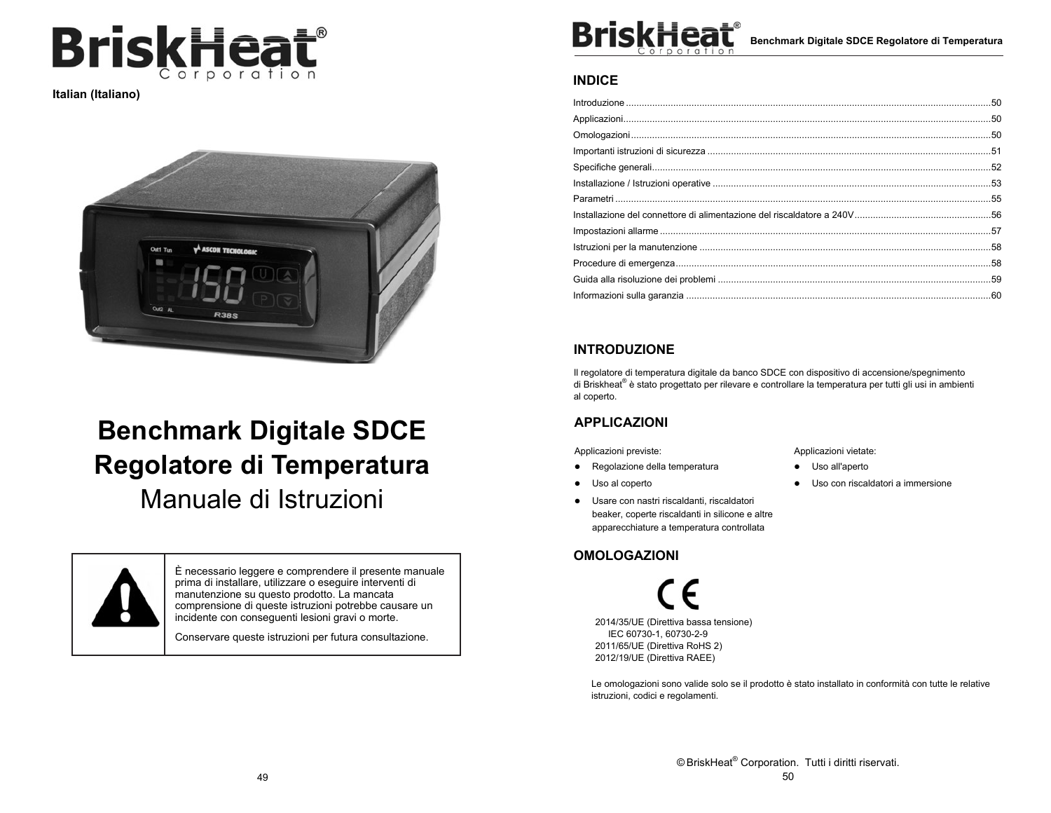Italian (Italiano)

# Benchmark Digitale SDCE Regolatore di Temperatura

## Manuale di Istruzioni

| | |
|---|---|
| ⚠ | È necessario leggere e comprendere il presente manuale prima di installare, utilizzare o eseguire interventi di manutenzione su questo prodotto. La mancata comprensione di queste istruzioni potrebbe causare un incidente con conseguenti lesioni gravi o morte.<br><br>Conservare queste istruzioni per futura consultazione. |

## INDICE

- Introduzione ........ 50
- Applicazioni ........ 50
- Omologazioni ........ 50
- Importanti istruzioni di sicurezza ........ 51
- Specifiche generali ........ 52
- Installazione / Istruzioni operative ........ 53
- Parametri ........ 55
- Installazione del connettore di alimentazione del riscaldatore a 240V ........ 56
- Impostazioni allarme ........ 57
- Istruzioni per la manutenzione ........ 58
- Procedure di emergenza ........ 58
- Guida alla risoluzione dei problemi ........ 59
- Informazioni sulla garanzia ........ 60

## INTRODUZIONE

Il regolatore di temperatura digitale da banco SDCE con dispositivo di accensione/spegnimento di Briskheat® è stato progettato per rilevare e controllare la temperatura per tutti gli usi in ambienti al coperto.

## APPLICAZIONI

Applicazioni previste:

- Regolazione della temperatura
- Uso al coperto
- Usare con nastri riscaldanti, riscaldatori beaker, coperte riscaldanti in silicone e altre apparecchiature a temperatura controllata

Applicazioni vietate:

- Uso all'aperto
- Uso con riscaldatori a immersione

## OMOLOGAZIONI

CE

2014/35/UE (Direttiva bassa tensione)
IEC 60730-1, 60730-2-9
2011/65/UE (Direttiva RoHS 2)
2012/19/UE (Direttiva RAEE)

Le omologazioni sono valide solo se il prodotto è stato installato in conformità con tutte le relative istruzioni, codici e regolamenti.

© BriskHeat® Corporation. Tutti i diritti riservati.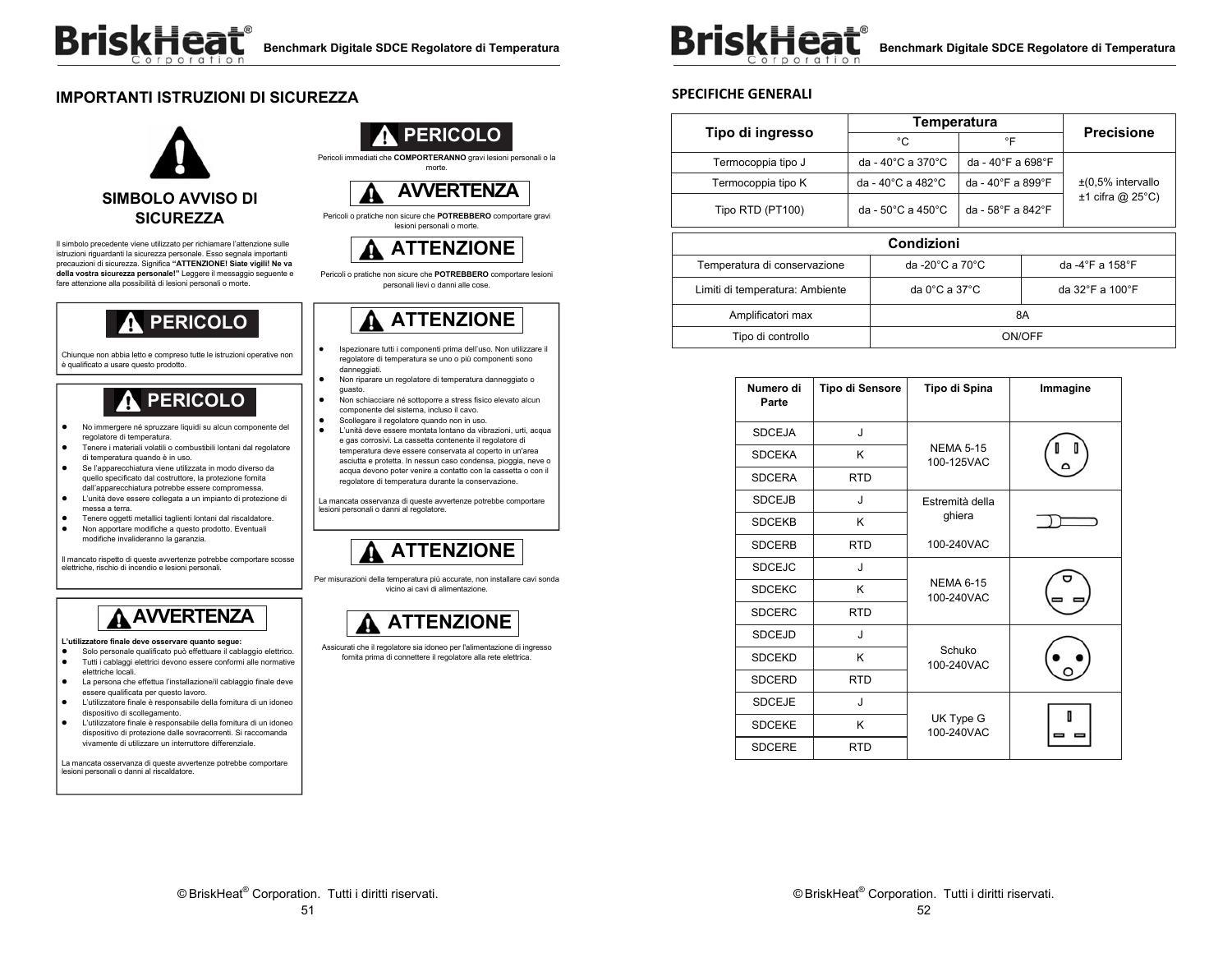## IMPORTANTI ISTRUZIONI DI SICUREZZA

### SIMBOLO AVVISO DI SICUREZZA

Il simbolo precedente viene utilizzato per richiamare l'attenzione sulle istruzioni riguardanti la sicurezza personale. Esso segnala importanti precauzioni di sicurezza. Significa **"ATTENZIONE! Siate vigili! Ne va della vostra sicurezza personale!"** Leggere il messaggio seguente e fare attenzione alla possibilità di lesioni personali o morte.

**PERICOLO**

Pericoli immediati che **COMPORTERANNO** gravi lesioni personali o la morte.

**AVVERTENZA**

Pericoli o pratiche non sicure che **POTREBBERO** comportare gravi lesioni personali o morte.

**ATTENZIONE**

Pericoli o pratiche non sicure che **POTREBBERO** comportare lesioni personali lievi o danni alle cose.

**PERICOLO**

Chiunque non abbia letto e compreso tutte le istruzioni operative non è qualificato a usare questo prodotto.

**PERICOLO**

- No immergere né spruzzare liquidi su alcun componente del regolatore di temperatura.
- Tenere i materiali volatili o combustibili lontani dal regolatore di temperatura quando è in uso.
- Se l'apparecchiatura viene utilizzata in modo diverso da quello specificato dal costruttore, la protezione fornita dall'apparecchiatura potrebbe essere compromessa.
- L'unità deve essere collegata a un impianto di protezione di messa a terra.
- Tenere oggetti metallici taglienti lontani dal riscaldatore.
- Non apportare modifiche a questo prodotto. Eventuali modifiche invalideranno la garanzia.

Il mancato rispetto di queste avvertenze potrebbe comportare scosse elettriche, rischio di incendio e lesioni personali.

**AVVERTENZA**

**L'utilizzatore finale deve osservare quanto segue:**

- Solo personale qualificato può effettuare il cablaggio elettrico.
- Tutti i cablaggi elettrici devono essere conformi alle normative elettriche locali.
- La persona che effettua l'installazione/il cablaggio finale deve essere qualificata per questo lavoro.
- L'utilizzatore finale è responsabile della fornitura di un idoneo dispositivo di scollegamento.
- L'utilizzatore finale è responsabile della fornitura di un idoneo dispositivo di protezione dalle sovracorrenti. Si raccomanda vivamente di utilizzare un interruttore differenziale.

La mancata osservanza di queste avvertenze potrebbe comportare lesioni personali o danni al riscaldatore.

**ATTENZIONE**

- Ispezionare tutti i componenti prima dell'uso. Non utilizzare il regolatore di temperatura se uno o più componenti sono danneggiati.
- Non riparare un regolatore di temperatura danneggiato o guasto.
- Non schiacciare né sottoporre a stress fisico elevato alcun componente del sistema, incluso il cavo.
- Scollegare il regolatore quando non in uso.
- L'unità deve essere montata lontano da vibrazioni, urti, acqua e gas corrosivi. La cassetta contenente il regolatore di temperatura deve essere conservata al coperto in un'area asciutta e protetta. In nessun caso condensa, pioggia, neve o acqua devono poter venire a contatto con la cassetta o con il regolatore di temperatura durante la conservazione.

La mancata osservanza di queste avvertenze potrebbe comportare lesioni personali o danni al regolatore.

**ATTENZIONE**

Per misurazioni della temperatura più accurate, non installare cavi sonda vicino ai cavi di alimentazione.

**ATTENZIONE**

Assicurati che il regolatore sia idoneo per l'alimentazione di ingresso fornita prima di connettere il regolatore alla rete elettrica.

## SPECIFICHE GENERALI

| Tipo di ingresso | Temperatura | | Precisione |
|---|---|---|---|
| | °C | °F | |
| Termocoppia tipo J | da - 40°C a 370°C | da - 40°F a 698°F | ±(0,5% intervallo ±1 cifra @ 25°C) |
| Termocoppia tipo K | da - 40°C a 482°C | da - 40°F a 899°F | |
| Tipo RTD (PT100) | da - 50°C a 450°C | da - 58°F a 842°F | |

| Condizioni | | |
|---|---|---|
| Temperatura di conservazione | da -20°C a 70°C | da -4°F a 158°F |
| Limiti di temperatura: Ambiente | da 0°C a 37°C | da 32°F a 100°F |
| Amplificatori max | 8A | |
| Tipo di controllo | ON/OFF | |

| Numero di Parte | Tipo di Sensore | Tipo di Spina | Immagine |
|---|---|---|---|
| SDCEJA | J | NEMA 5-15 100-125VAC | |
| SDCEKA | K | | |
| SDCERA | RTD | | |
| SDCEJB | J | Estremità della ghiera 100-240VAC | |
| SDCEKB | K | | |
| SDCERB | RTD | | |
| SDCEJC | J | NEMA 6-15 100-240VAC | |
| SDCEKC | K | | |
| SDCERC | RTD | | |
| SDCEJD | J | Schuko 100-240VAC | |
| SDCEKD | K | | |
| SDCERD | RTD | | |
| SDCEJE | J | UK Type G 100-240VAC | |
| SDCEKE | K | | |
| SDCERE | RTD | | |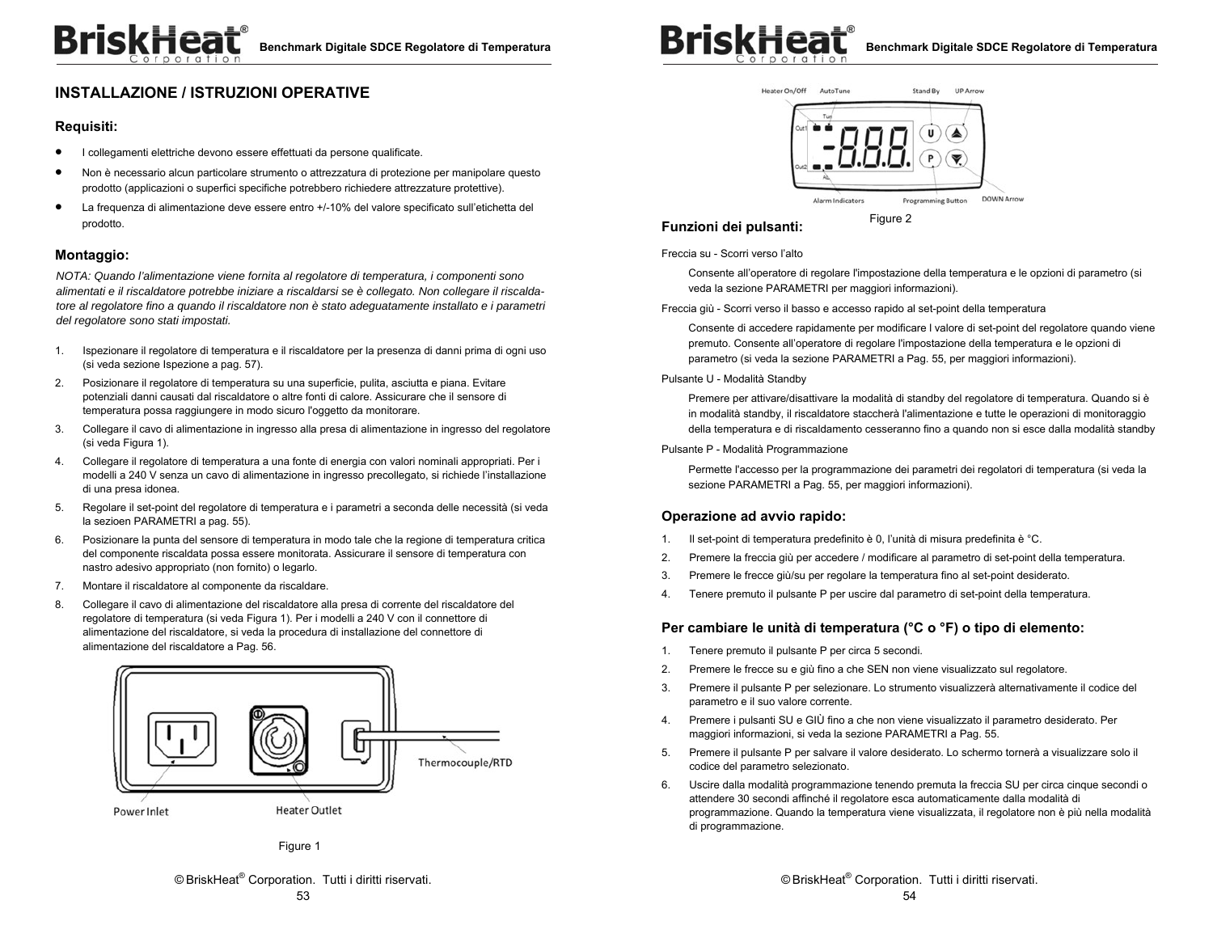## INSTALLAZIONE / ISTRUZIONI OPERATIVE

### Requisiti:

- I collegamenti elettriche devono essere effettuati da persone qualificate.
- Non è necessario alcun particolare strumento o attrezzatura di protezione per manipolare questo prodotto (applicazioni o superfici specifiche potrebbero richiedere attrezzature protettive).
- La frequenza di alimentazione deve essere entro +/-10% del valore specificato sull'etichetta del prodotto.

### Montaggio:

*NOTA: Quando l'alimentazione viene fornita al regolatore di temperatura, i componenti sono alimentati e il riscaldatore potrebbe iniziare a riscaldarsi se è collegato. Non collegare il riscaldatore al regolatore fino a quando il riscaldatore non è stato adeguatamente installato e i parametri del regolatore sono stati impostati.*

1. Ispezionare il regolatore di temperatura e il riscaldatore per la presenza di danni prima di ogni uso (si veda sezione Ispezione a pag. 57).
2. Posizionare il regolatore di temperatura su una superficie, pulita, asciutta e piana. Evitare potenziali danni causati dal riscaldatore o altre fonti di calore. Assicurare che il sensore di temperatura possa raggiungere in modo sicuro l'oggetto da monitorare.
3. Collegare il cavo di alimentazione in ingresso alla presa di alimentazione in ingresso del regolatore (si veda Figura 1).
4. Collegare il regolatore di temperatura a una fonte di energia con valori nominali appropriati. Per i modelli a 240 V senza un cavo di alimentazione in ingresso precollegato, si richiede l'installazione di una presa idonea.
5. Regolare il set-point del regolatore di temperatura e i parametri a seconda delle necessità (si veda la sezioen PARAMETRI a pag. 55).
6. Posizionare la punta del sensore di temperatura in modo tale che la regione di temperatura critica del componente riscaldata possa essere monitorata. Assicurare il sensore di temperatura con nastro adesivo appropriato (non fornito) o legarlo.
7. Montare il riscaldatore al componente da riscaldare.
8. Collegare il cavo di alimentazione del riscaldatore alla presa di corrente del riscaldatore del regolatore di temperatura (si veda Figura 1). Per i modelli a 240 V con il connettore di alimentazione del riscaldatore, si veda la procedura di installazione del connettore di alimentazione del riscaldatore a Pag. 56.

Power Inlet — Heater Outlet — Thermocouple/RTD

Figure 1

Heater On/Off — AutoTune — Stand By — UP Arrow — Alarm Indicators — Programming Button — DOWN Arrow

Figure 2

### Funzioni dei pulsanti:

Freccia su - Scorri verso l'alto

Consente all'operatore di regolare l'impostazione della temperatura e le opzioni di parametro (si veda la sezione PARAMETRI per maggiori informazioni).

Freccia giù - Scorri verso il basso e accesso rapido al set-point della temperatura

Consente di accedere rapidamente per modificare l valore di set-point del regolatore quando viene premuto. Consente all'operatore di regolare l'impostazione della temperatura e le opzioni di parametro (si veda la sezione PARAMETRI a Pag. 55, per maggiori informazioni).

Pulsante U - Modalità Standby

Premere per attivare/disattivare la modalità di standby del regolatore di temperatura. Quando si è in modalità standby, il riscaldatore staccherà l'alimentazione e tutte le operazioni di monitoraggio della temperatura e di riscaldamento cesseranno fino a quando non si esce dalla modalità standby

Pulsante P - Modalità Programmazione

Permette l'accesso per la programmazione dei parametri dei regolatori di temperatura (si veda la sezione PARAMETRI a Pag. 55, per maggiori informazioni).

### Operazione ad avvio rapido:

1. Il set-point di temperatura predefinito è 0, l'unità di misura predefinita è °C.
2. Premere la freccia giù per accedere / modificare al parametro di set-point della temperatura.
3. Premere le frecce giù/su per regolare la temperatura fino al set-point desiderato.
4. Tenere premuto il pulsante P per uscire dal parametro di set-point della temperatura.

### Per cambiare le unità di temperatura (°C o °F) o tipo di elemento:

1. Tenere premuto il pulsante P per circa 5 secondi.
2. Premere le frecce su e giù fino a che SEN non viene visualizzato sul regolatore.
3. Premere il pulsante P per selezionare. Lo strumento visualizzerà alternativamente il codice del parametro e il suo valore corrente.
4. Premere i pulsanti SU e GIÙ fino a che non viene visualizzato il parametro desiderato. Per maggiori informazioni, si veda la sezione PARAMETRI a Pag. 55.
5. Premere il pulsante P per salvare il valore desiderato. Lo schermo tornerà a visualizzare solo il codice del parametro selezionato.
6. Uscire dalla modalità programmazione tenendo premuta la freccia SU per circa cinque secondi o attendere 30 secondi affinché il regolatore esca automaticamente dalla modalità di programmazione. Quando la temperatura viene visualizzata, il regolatore non è più nella modalità di programmazione.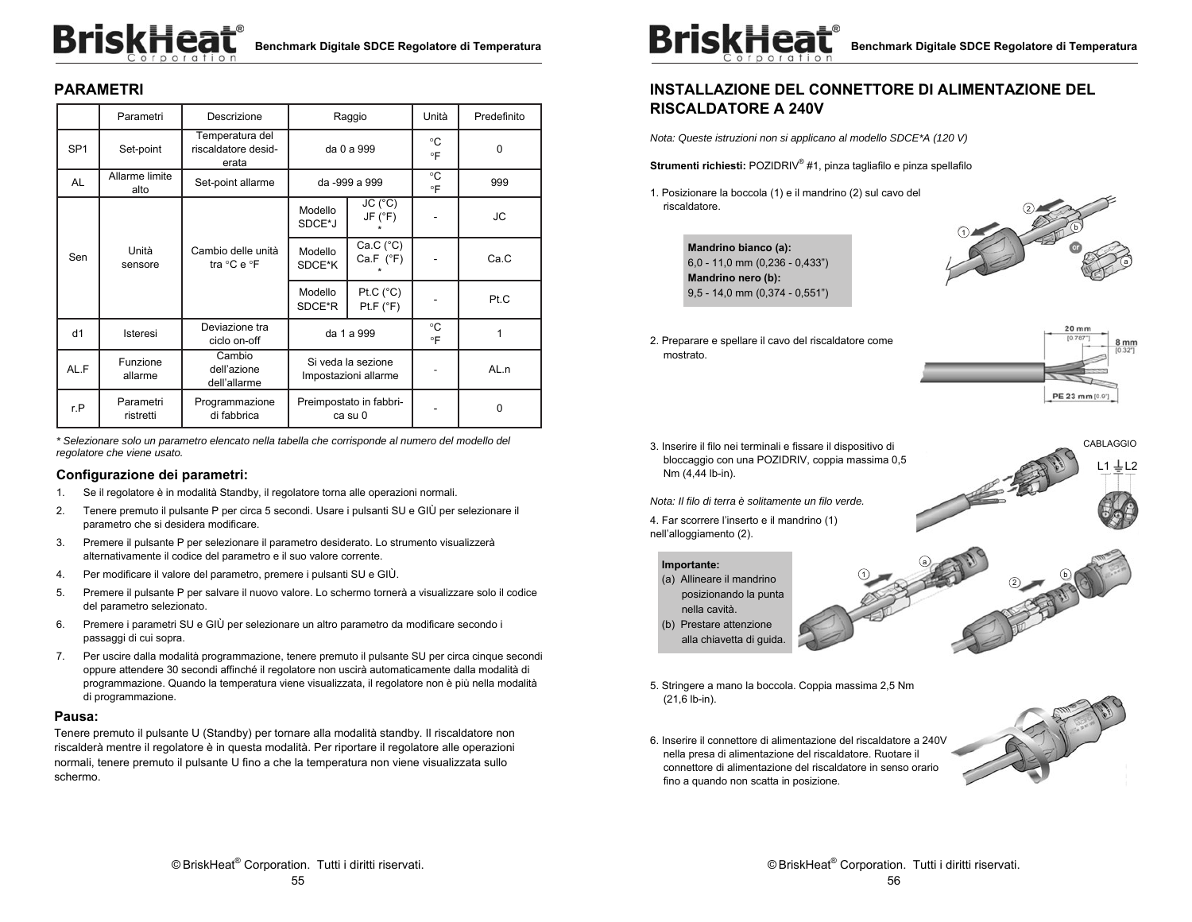## PARAMETRI

| | Parametri | Descrizione | Raggio | | Unità | Predefinito |
|---|---|---|---|---|---|---|
| SP1 | Set-point | Temperatura del riscaldatore desiderata | da 0 a 999 | | °C °F | 0 |
| AL | Allarme limite alto | Set-point allarme | da -999 a 999 | | °C °F | 999 |
| Sen | Unità sensore | Cambio delle unità tra °C e °F | Modello SDCE*J | JC (°C) JF (°F) * | - | JC |
| | | | Modello SDCE*K | Ca.C (°C) Ca.F (°F) * | - | Ca.C |
| | | | Modello SDCE*R | Pt.C (°C) Pt.F (°F) | - | Pt.C |
| d1 | Isteresi | Deviazione tra ciclo on-off | da 1 a 999 | | °C °F | 1 |
| AL.F | Funzione allarme | Cambio dell'azione dell'allarme | Si veda la sezione Impostazioni allarme | | - | AL.n |
| r.P | Parametri ristretti | Programmazione di fabbrica | Preimpostato in fabbrica su 0 | | - | 0 |

*\* Selezionare solo un parametro elencato nella tabella che corrisponde al numero del modello del regolatore che viene usato.*

### Configurazione dei parametri:

1. Se il regolatore è in modalità Standby, il regolatore torna alle operazioni normali.
2. Tenere premuto il pulsante P per circa 5 secondi. Usare i pulsanti SU e GIÙ per selezionare il parametro che si desidera modificare.
3. Premere il pulsante P per selezionare il parametro desiderato. Lo strumento visualizzerà alternativamente il codice del parametro e il suo valore corrente.
4. Per modificare il valore del parametro, premere i pulsanti SU e GIÙ.
5. Premere il pulsante P per salvare il nuovo valore. Lo schermo tornerà a visualizzare solo il codice del parametro selezionato.
6. Premere i parametri SU e GIÙ per selezionare un altro parametro da modificare secondo i passaggi di cui sopra.
7. Per uscire dalla modalità programmazione, tenere premuto il pulsante SU per circa cinque secondi oppure attendere 30 secondi affinché il regolatore non uscirà automaticamente dalla modalità di programmazione. Quando la temperatura viene visualizzata, il regolatore non è più nella modalità di programmazione.

### Pausa:

Tenere premuto il pulsante U (Standby) per tornare alla modalità standby. Il riscaldatore non riscalderà mentre il regolatore è in questa modalità. Per riportare il regolatore alle operazioni normali, tenere premuto il pulsante U fino a che la temperatura non viene visualizzata sullo schermo.

## INSTALLAZIONE DEL CONNETTORE DI ALIMENTAZIONE DEL RISCALDATORE A 240V

*Nota: Queste istruzioni non si applicano al modello SDCE*A (120 V)*

**Strumenti richiesti:** POZIDRIV® #1, pinza tagliafilo e pinza spellafilo

1. Posizionare la boccola (1) e il mandrino (2) sul cavo del riscaldatore.

**Mandrino bianco (a):**
6,0 - 11,0 mm (0,236 - 0,433")
**Mandrino nero (b):**
9,5 - 14,0 mm (0,374 - 0,551")

2. Preparare e spellare il cavo del riscaldatore come mostrato.

20 mm [0.787"]
8 mm [0.32"]
PE 23 mm [0.9"]

3. Inserire il filo nei terminali e fissare il dispositivo di bloccaggio con una POZIDRIV, coppia massima 0,5 Nm (4,44 lb-in).

CABLAGGIO
L1 ⏚ L2

*Nota: Il filo di terra è solitamente un filo verde.*

4. Far scorrere l'inserto e il mandrino (1) nell'alloggiamento (2).

**Importante:**
(a) Allineare il mandrino posizionando la punta nella cavità.
(b) Prestare attenzione alla chiavetta di guida.

5. Stringere a mano la boccola. Coppia massima 2,5 Nm (21,6 lb-in).

6. Inserire il connettore di alimentazione del riscaldatore a 240V nella presa di alimentazione del riscaldatore. Ruotare il connettore di alimentazione del riscaldatore in senso orario fino a quando non scatta in posizione.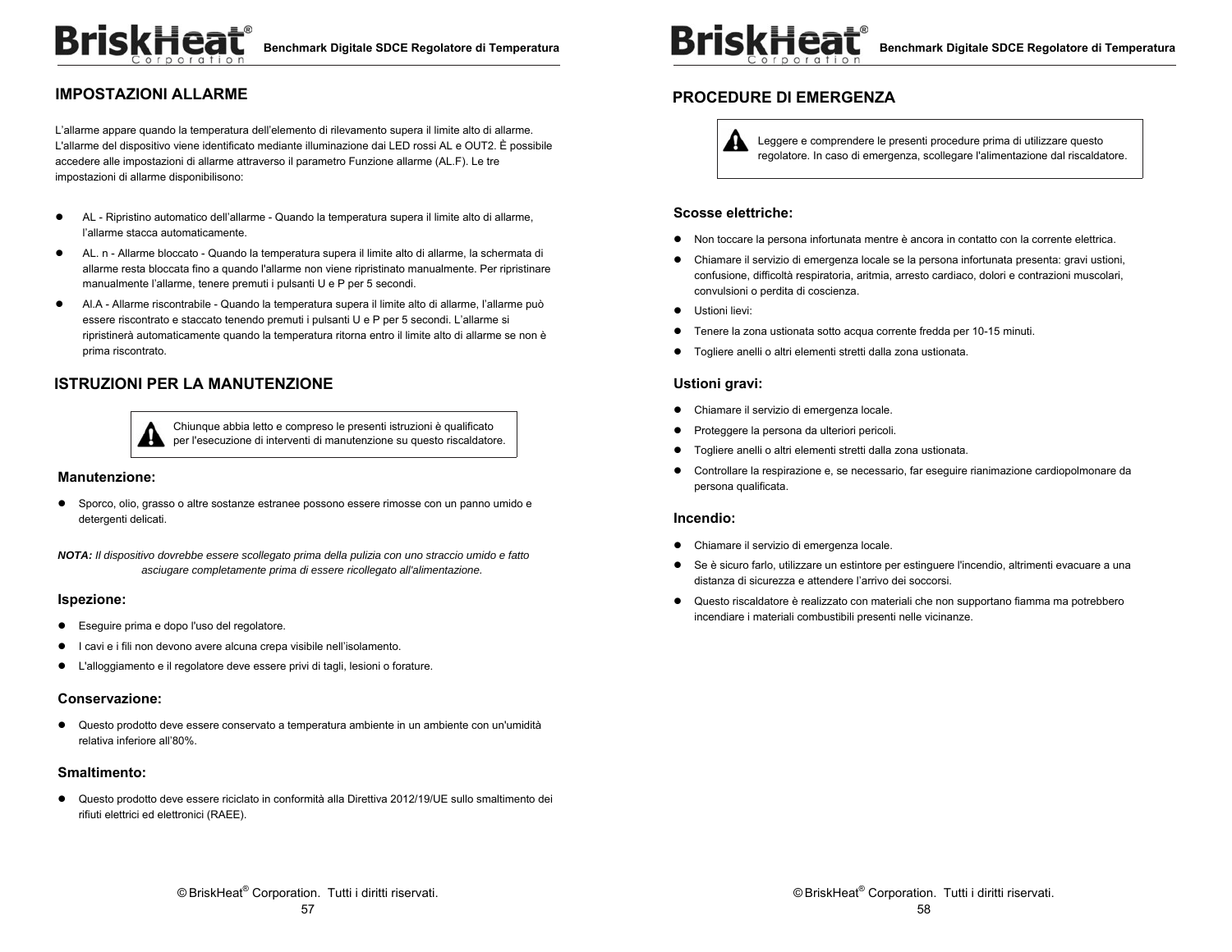## IMPOSTAZIONI ALLARME

L'allarme appare quando la temperatura dell'elemento di rilevamento supera il limite alto di allarme. L'allarme del dispositivo viene identificato mediante illuminazione dai LED rossi AL e OUT2. È possibile accedere alle impostazioni di allarme attraverso il parametro Funzione allarme (AL.F). Le tre impostazioni di allarme disponibilisono:

- AL - Ripristino automatico dell'allarme - Quando la temperatura supera il limite alto di allarme, l'allarme stacca automaticamente.
- AL. n - Allarme bloccato - Quando la temperatura supera il limite alto di allarme, la schermata di allarme resta bloccata fino a quando l'allarme non viene ripristinato manualmente. Per ripristinare manualmente l'allarme, tenere premuti i pulsanti U e P per 5 secondi.
- Al.A - Allarme riscontrabile - Quando la temperatura supera il limite alto di allarme, l'allarme può essere riscontrato e staccato tenendo premuti i pulsanti U e P per 5 secondi. L'allarme si ripristinerà automaticamente quando la temperatura ritorna entro il limite alto di allarme se non è prima riscontrato.

## ISTRUZIONI PER LA MANUTENZIONE

> Chiunque abbia letto e compreso le presenti istruzioni è qualificato per l'esecuzione di interventi di manutenzione su questo riscaldatore.

### Manutenzione:

- Sporco, olio, grasso o altre sostanze estranee possono essere rimosse con un panno umido e detergenti delicati.

***NOTA:*** *Il dispositivo dovrebbe essere scollegato prima della pulizia con uno straccio umido e fatto asciugare completamente prima di essere ricollegato all'alimentazione.*

### Ispezione:

- Eseguire prima e dopo l'uso del regolatore.
- I cavi e i fili non devono avere alcuna crepa visibile nell'isolamento.
- L'alloggiamento e il regolatore deve essere privi di tagli, lesioni o forature.

### Conservazione:

- Questo prodotto deve essere conservato a temperatura ambiente in un ambiente con un'umidità relativa inferiore all'80%.

### Smaltimento:

- Questo prodotto deve essere riciclato in conformità alla Direttiva 2012/19/UE sullo smaltimento dei rifiuti elettrici ed elettronici (RAEE).

## PROCEDURE DI EMERGENZA

> Leggere e comprendere le presenti procedure prima di utilizzare questo regolatore. In caso di emergenza, scollegare l'alimentazione dal riscaldatore.

### Scosse elettriche:

- Non toccare la persona infortunata mentre è ancora in contatto con la corrente elettrica.
- Chiamare il servizio di emergenza locale se la persona infortunata presenta: gravi ustioni, confusione, difficoltà respiratoria, aritmia, arresto cardiaco, dolori e contrazioni muscolari, convulsioni o perdita di coscienza.
- Ustioni lievi:
- Tenere la zona ustionata sotto acqua corrente fredda per 10-15 minuti.
- Togliere anelli o altri elementi stretti dalla zona ustionata.

### Ustioni gravi:

- Chiamare il servizio di emergenza locale.
- Proteggere la persona da ulteriori pericoli.
- Togliere anelli o altri elementi stretti dalla zona ustionata.
- Controllare la respirazione e, se necessario, far eseguire rianimazione cardiopolmonare da persona qualificata.

### Incendio:

- Chiamare il servizio di emergenza locale.
- Se è sicuro farlo, utilizzare un estintore per estinguere l'incendio, altrimenti evacuare a una distanza di sicurezza e attendere l'arrivo dei soccorsi.
- Questo riscaldatore è realizzato con materiali che non supportano fiamma ma potrebbero incendiare i materiali combustibili presenti nelle vicinanze.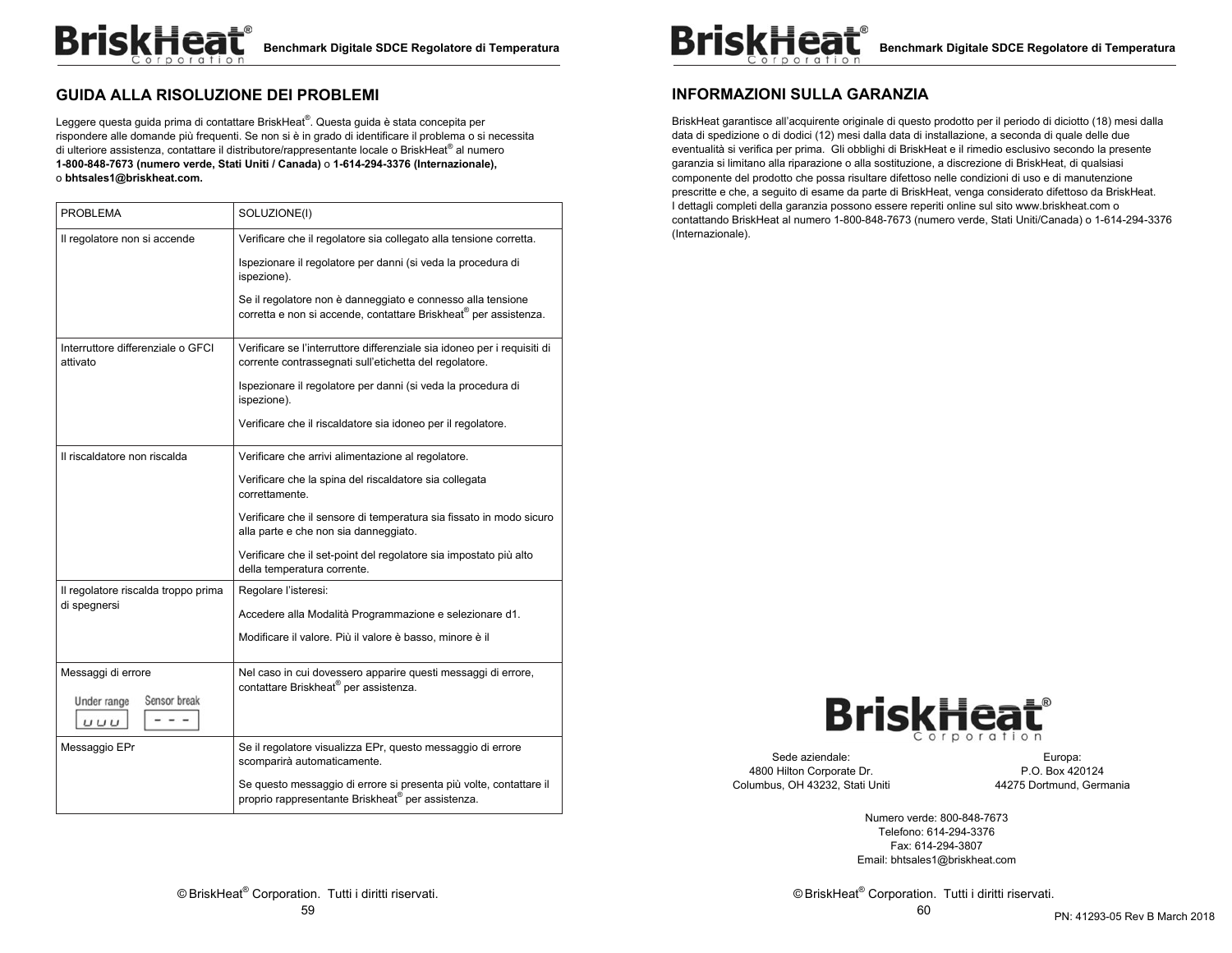## GUIDA ALLA RISOLUZIONE DEI PROBLEMI

Leggere questa guida prima di contattare BriskHeat®. Questa guida è stata concepita per rispondere alle domande più frequenti. Se non si è in grado di identificare il problema o si necessita di ulteriore assistenza, contattare il distributore/rappresentante locale o BriskHeat® al numero **1-800-848-7673 (numero verde, Stati Uniti / Canada)** o **1-614-294-3376 (Internazionale),** o **bhtsales1@briskheat.com.**

| PROBLEMA | SOLUZIONE(I) |
| --- | --- |
| Il regolatore non si accende | Verificare che il regolatore sia collegato alla tensione corretta.<br><br>Ispezionare il regolatore per danni (si veda la procedura di ispezione).<br><br>Se il regolatore non è danneggiato e connesso alla tensione corretta e non si accende, contattare Briskheat® per assistenza. |
| Interruttore differenziale o GFCI attivato | Verificare se l'interruttore differenziale sia idoneo per i requisiti di corrente contrassegnati sull'etichetta del regolatore.<br><br>Ispezionare il regolatore per danni (si veda la procedura di ispezione).<br><br>Verificare che il riscaldatore sia idoneo per il regolatore. |
| Il riscaldatore non riscalda | Verificare che arrivi alimentazione al regolatore.<br><br>Verificare che la spina del riscaldatore sia collegata correttamente.<br><br>Verificare che il sensore di temperatura sia fissato in modo sicuro alla parte e che non sia danneggiato.<br><br>Verificare che il set-point del regolatore sia impostato più alto della temperatura corrente. |
| Il regolatore riscalda troppo prima di spegnersi | Regolare l'isteresi:<br><br>Accedere alla Modalità Programmazione e selezionare d1.<br><br>Modificare il valore. Più il valore è basso, minore è il |
| Messaggi di errore<br><br>Under range: uuu<br>Sensor break: - - - | Nel caso in cui dovessero apparire questi messaggi di errore, contattare Briskheat® per assistenza. |
| Messaggio EPr | Se il regolatore visualizza EPr, questo messaggio di errore scomparirà automaticamente.<br><br>Se questo messaggio di errore si presenta più volte, contattare il proprio rappresentante Briskheat® per assistenza. |

© BriskHeat® Corporation. Tutti i diritti riservati.

## INFORMAZIONI SULLA GARANZIA

BriskHeat garantisce all'acquirente originale di questo prodotto per il periodo di diciotto (18) mesi dalla data di spedizione o di dodici (12) mesi dalla data di installazione, a seconda di quale delle due eventualità si verifica per prima. Gli obblighi di BriskHeat e il rimedio esclusivo secondo la presente garanzia si limitano alla riparazione o alla sostituzione, a discrezione di BriskHeat, di qualsiasi componente del prodotto che possa risultare difettoso nelle condizioni di uso e di manutenzione prescritte e che, a seguito di esame da parte di BriskHeat, venga considerato difettoso da BriskHeat. I dettagli completi della garanzia possono essere reperiti online sul sito www.briskheat.com o contattando BriskHeat al numero 1-800-848-7673 (numero verde, Stati Uniti/Canada) o 1-614-294-3376 (Internazionale).

BriskHeat Corporation

Sede aziendale:
4800 Hilton Corporate Dr.
Columbus, OH 43232, Stati Uniti

Europa:
P.O. Box 420124
44275 Dortmund, Germania

Numero verde: 800-848-7673
Telefono: 614-294-3376
Fax: 614-294-3807
Email: bhtsales1@briskheat.com

© BriskHeat® Corporation. Tutti i diritti riservati.

PN: 41293-05 Rev B March 2018